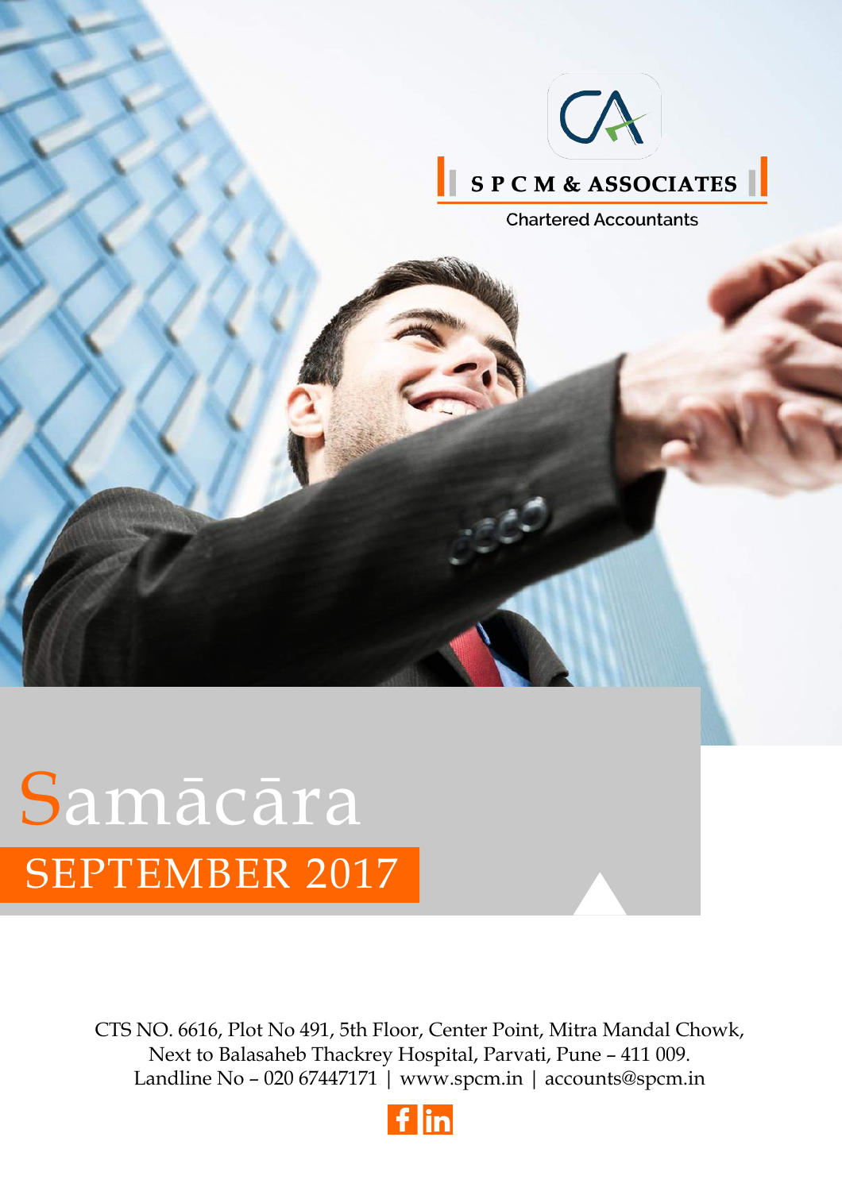S P C M & ASSOCIATES

Chartered Accountants

# Samācāra

## SEPTEMBER 2017

CTS NO. 6616, Plot No 491, 5th Floor, Center Point, Mitra Mandal Chowk, Next to Balasaheb Thackrey Hospital, Parvati, Pune – 411 009.
Landline No – 020 67447171 | www.spcm.in | accounts@spcm.in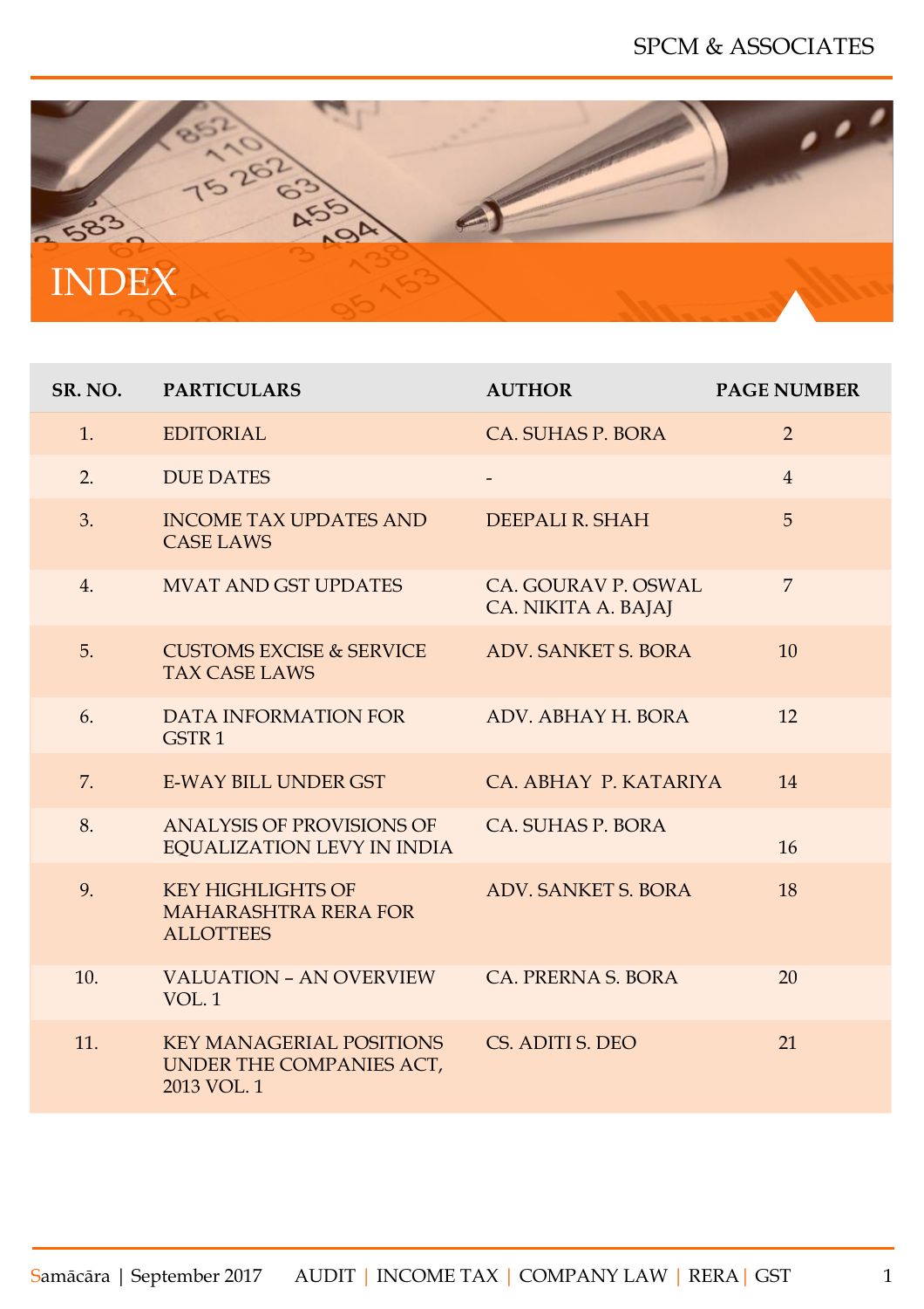# INDEX

| SR. NO. | PARTICULARS | AUTHOR | PAGE NUMBER |
|---|---|---|---|
| 1. | EDITORIAL | CA. SUHAS P. BORA | 2 |
| 2. | DUE DATES | - | 4 |
| 3. | INCOME TAX UPDATES AND CASE LAWS | DEEPALI R. SHAH | 5 |
| 4. | MVAT AND GST UPDATES | CA. GOURAV P. OSWAL<br>CA. NIKITA A. BAJAJ | 7 |
| 5. | CUSTOMS EXCISE & SERVICE TAX CASE LAWS | ADV. SANKET S. BORA | 10 |
| 6. | DATA INFORMATION FOR GSTR 1 | ADV. ABHAY H. BORA | 12 |
| 7. | E-WAY BILL UNDER GST | CA. ABHAY P. KATARIYA | 14 |
| 8. | ANALYSIS OF PROVISIONS OF EQUALIZATION LEVY IN INDIA | CA. SUHAS P. BORA | 16 |
| 9. | KEY HIGHLIGHTS OF MAHARASHTRA RERA FOR ALLOTTEES | ADV. SANKET S. BORA | 18 |
| 10. | VALUATION – AN OVERVIEW VOL. 1 | CA. PRERNA S. BORA | 20 |
| 11. | KEY MANAGERIAL POSITIONS UNDER THE COMPANIES ACT, 2013 VOL. 1 | CS. ADITI S. DEO | 21 |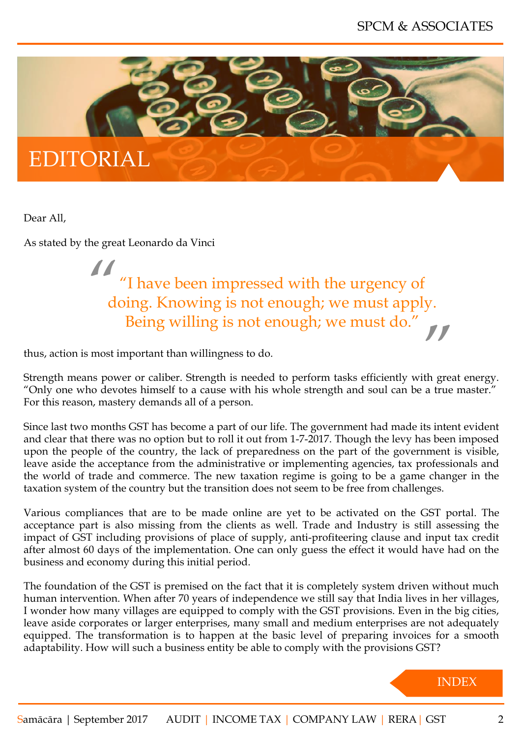# EDITORIAL

Dear All,

As stated by the great Leonardo da Vinci

> "I have been impressed with the urgency of doing. Knowing is not enough; we must apply. Being willing is not enough; we must do."

thus, action is most important than willingness to do.

Strength means power or caliber. Strength is needed to perform tasks efficiently with great energy. "Only one who devotes himself to a cause with his whole strength and soul can be a true master." For this reason, mastery demands all of a person.

Since last two months GST has become a part of our life. The government had made its intent evident and clear that there was no option but to roll it out from 1-7-2017. Though the levy has been imposed upon the people of the country, the lack of preparedness on the part of the government is visible, leave aside the acceptance from the administrative or implementing agencies, tax professionals and the world of trade and commerce. The new taxation regime is going to be a game changer in the taxation system of the country but the transition does not seem to be free from challenges.

Various compliances that are to be made online are yet to be activated on the GST portal. The acceptance part is also missing from the clients as well. Trade and Industry is still assessing the impact of GST including provisions of place of supply, anti-profiteering clause and input tax credit after almost 60 days of the implementation. One can only guess the effect it would have had on the business and economy during this initial period.

The foundation of the GST is premised on the fact that it is completely system driven without much human intervention. When after 70 years of independence we still say that India lives in her villages, I wonder how many villages are equipped to comply with the GST provisions. Even in the big cities, leave aside corporates or larger enterprises, many small and medium enterprises are not adequately equipped. The transformation is to happen at the basic level of preparing invoices for a smooth adaptability. How will such a business entity be able to comply with the provisions GST?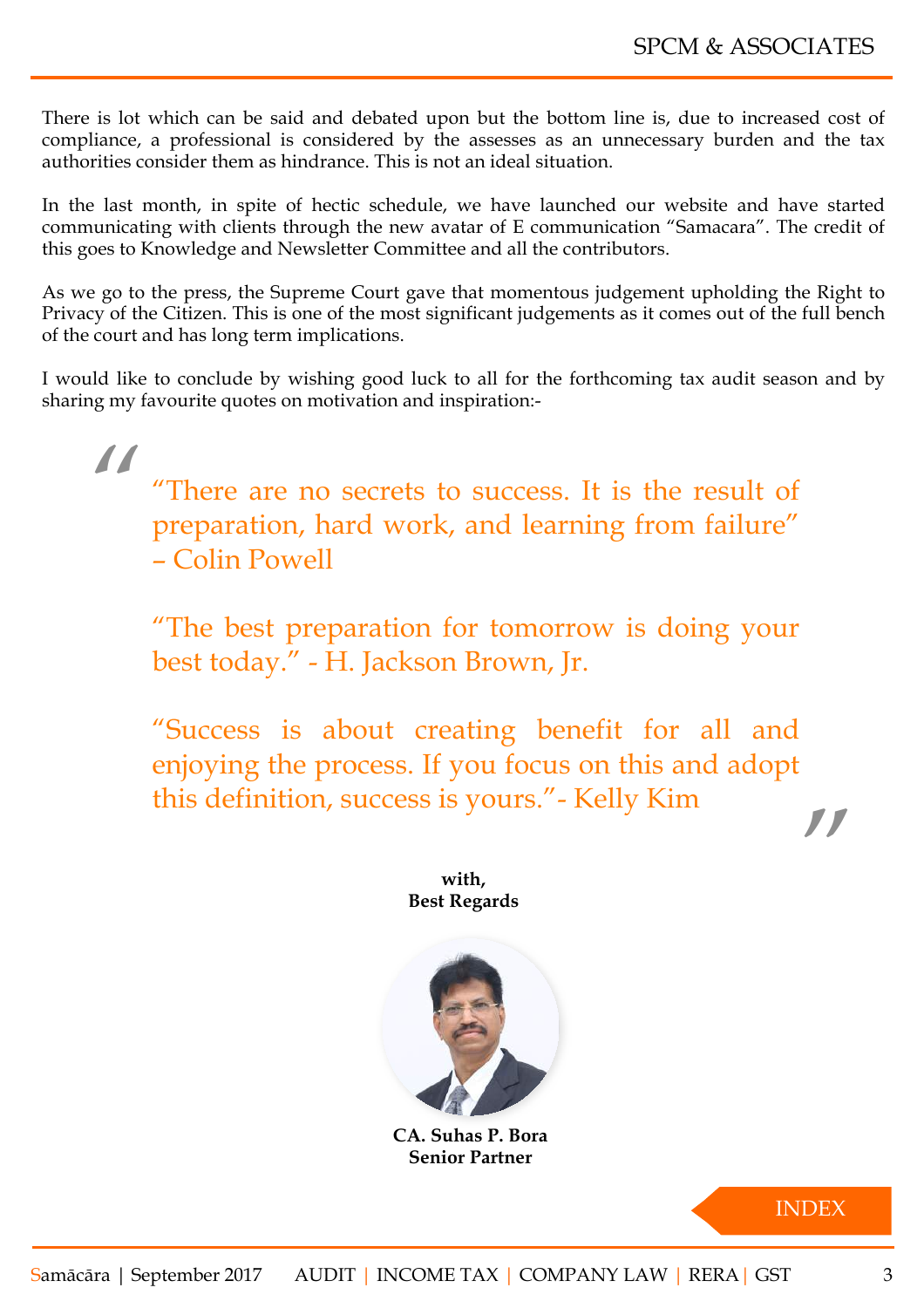There is lot which can be said and debated upon but the bottom line is, due to increased cost of compliance, a professional is considered by the assesses as an unnecessary burden and the tax authorities consider them as hindrance. This is not an ideal situation.

In the last month, in spite of hectic schedule, we have launched our website and have started communicating with clients through the new avatar of E communication "Samacara". The credit of this goes to Knowledge and Newsletter Committee and all the contributors.

As we go to the press, the Supreme Court gave that momentous judgement upholding the Right to Privacy of the Citizen. This is one of the most significant judgements as it comes out of the full bench of the court and has long term implications.

I would like to conclude by wishing good luck to all for the forthcoming tax audit season and by sharing my favourite quotes on motivation and inspiration:-

> "There are no secrets to success. It is the result of preparation, hard work, and learning from failure" – Colin Powell
>
> "The best preparation for tomorrow is doing your best today." - H. Jackson Brown, Jr.
>
> "Success is about creating benefit for all and enjoying the process. If you focus on this and adopt this definition, success is yours."- Kelly Kim

**with,**
**Best Regards**

**CA. Suhas P. Bora**
**Senior Partner**

INDEX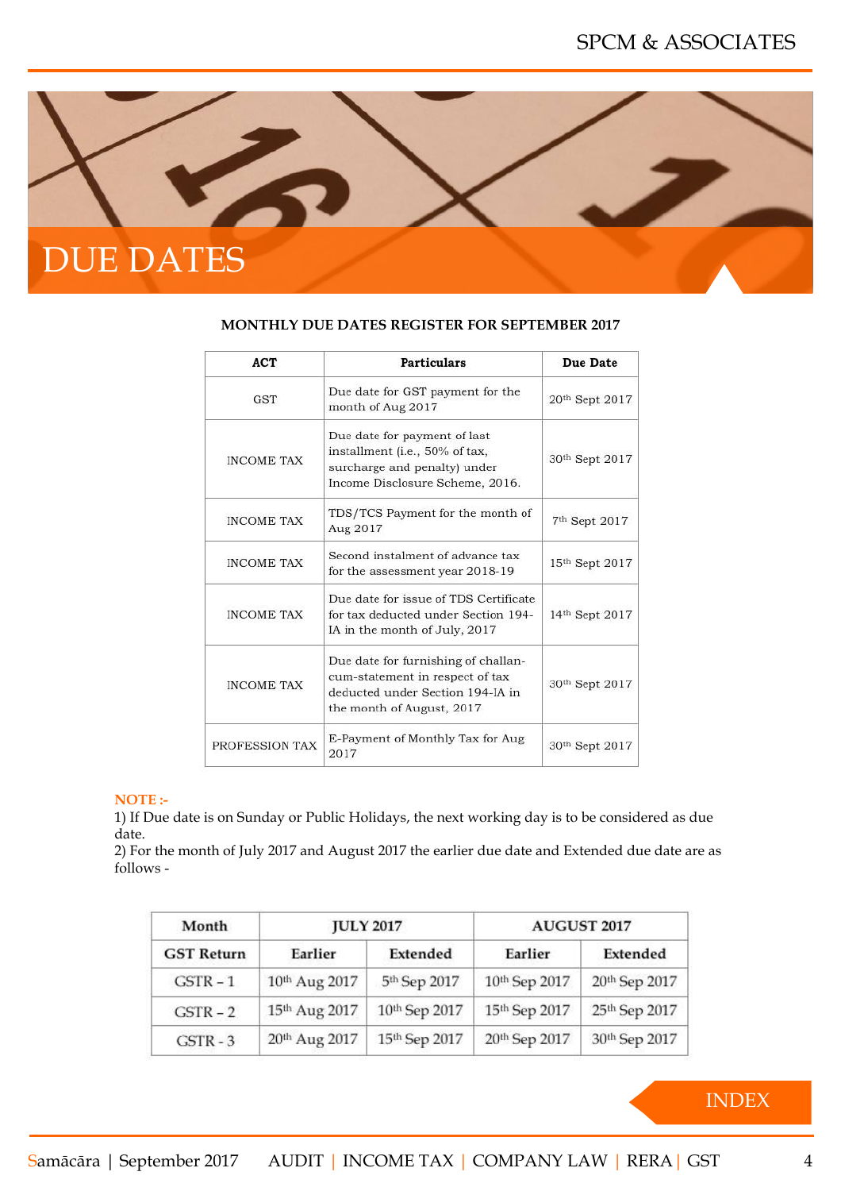# DUE DATES

**MONTHLY DUE DATES REGISTER FOR SEPTEMBER 2017**

| ACT | Particulars | Due Date |
|---|---|---|
| GST | Due date for GST payment for the month of Aug 2017 | 20th Sept 2017 |
| INCOME TAX | Due date for payment of last installment (i.e., 50% of tax, surcharge and penalty) under Income Disclosure Scheme, 2016. | 30th Sept 2017 |
| INCOME TAX | TDS/TCS Payment for the month of Aug 2017 | 7th Sept 2017 |
| INCOME TAX | Second instalment of advance tax for the assessment year 2018-19 | 15th Sept 2017 |
| INCOME TAX | Due date for issue of TDS Certificate for tax deducted under Section 194-IA in the month of July, 2017 | 14th Sept 2017 |
| INCOME TAX | Due date for furnishing of challan-cum-statement in respect of tax deducted under Section 194-IA in the month of August, 2017 | 30th Sept 2017 |
| PROFESSION TAX | E-Payment of Monthly Tax for Aug 2017 | 30th Sept 2017 |

**NOTE :-**

1) If Due date is on Sunday or Public Holidays, the next working day is to be considered as due date.

2) For the month of July 2017 and August 2017 the earlier due date and Extended due date are as follows -

| Month | JULY 2017 | | AUGUST 2017 | |
|---|---|---|---|---|
| GST Return | Earlier | Extended | Earlier | Extended |
| GSTR – 1 | 10th Aug 2017 | 5th Sep 2017 | 10th Sep 2017 | 20th Sep 2017 |
| GSTR – 2 | 15th Aug 2017 | 10th Sep 2017 | 15th Sep 2017 | 25th Sep 2017 |
| GSTR - 3 | 20th Aug 2017 | 15th Sep 2017 | 20th Sep 2017 | 30th Sep 2017 |

INDEX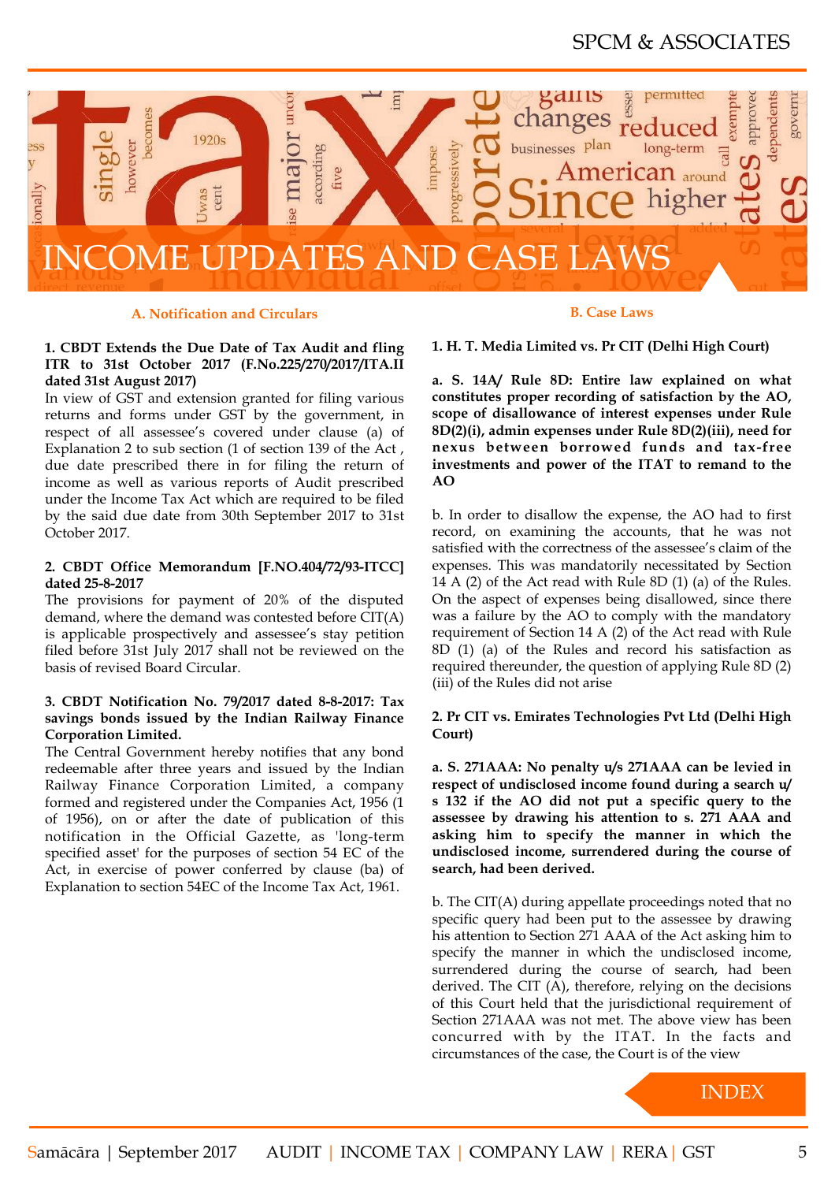# INCOME UPDATES AND CASE LAWS

## A. Notification and Circulars

**1. CBDT Extends the Due Date of Tax Audit and fling ITR to 31st October 2017 (F.No.225/270/2017/ITA.II dated 31st August 2017)**

In view of GST and extension granted for filing various returns and forms under GST by the government, in respect of all assessee's covered under clause (a) of Explanation 2 to sub section (1 of section 139 of the Act , due date prescribed there in for filing the return of income as well as various reports of Audit prescribed under the Income Tax Act which are required to be filed by the said due date from 30th September 2017 to 31st October 2017.

**2. CBDT Office Memorandum [F.NO.404/72/93-ITCC] dated 25-8-2017**

The provisions for payment of 20% of the disputed demand, where the demand was contested before CIT(A) is applicable prospectively and assessee's stay petition filed before 31st July 2017 shall not be reviewed on the basis of revised Board Circular.

**3. CBDT Notification No. 79/2017 dated 8-8-2017: Tax savings bonds issued by the Indian Railway Finance Corporation Limited.**

The Central Government hereby notifies that any bond redeemable after three years and issued by the Indian Railway Finance Corporation Limited, a company formed and registered under the Companies Act, 1956 (1 of 1956), on or after the date of publication of this notification in the Official Gazette, as 'long-term specified asset' for the purposes of section 54 EC of the Act, in exercise of power conferred by clause (ba) of Explanation to section 54EC of the Income Tax Act, 1961.

## B. Case Laws

**1. H. T. Media Limited vs. Pr CIT (Delhi High Court)**

**a. S. 14A/ Rule 8D: Entire law explained on what constitutes proper recording of satisfaction by the AO, scope of disallowance of interest expenses under Rule 8D(2)(i), admin expenses under Rule 8D(2)(iii), need for nexus between borrowed funds and tax-free investments and power of the ITAT to remand to the AO**

b. In order to disallow the expense, the AO had to first record, on examining the accounts, that he was not satisfied with the correctness of the assessee's claim of the expenses. This was mandatorily necessitated by Section 14 A (2) of the Act read with Rule 8D (1) (a) of the Rules. On the aspect of expenses being disallowed, since there was a failure by the AO to comply with the mandatory requirement of Section 14 A (2) of the Act read with Rule 8D (1) (a) of the Rules and record his satisfaction as required thereunder, the question of applying Rule 8D (2) (iii) of the Rules did not arise

**2. Pr CIT vs. Emirates Technologies Pvt Ltd (Delhi High Court)**

**a. S. 271AAA: No penalty u/s 271AAA can be levied in respect of undisclosed income found during a search u/s 132 if the AO did not put a specific query to the assessee by drawing his attention to s. 271 AAA and asking him to specify the manner in which the undisclosed income, surrendered during the course of search, had been derived.**

b. The CIT(A) during appellate proceedings noted that no specific query had been put to the assessee by drawing his attention to Section 271 AAA of the Act asking him to specify the manner in which the undisclosed income, surrendered during the course of search, had been derived. The CIT (A), therefore, relying on the decisions of this Court held that the jurisdictional requirement of Section 271AAA was not met. The above view has been concurred with by the ITAT. In the facts and circumstances of the case, the Court is of the view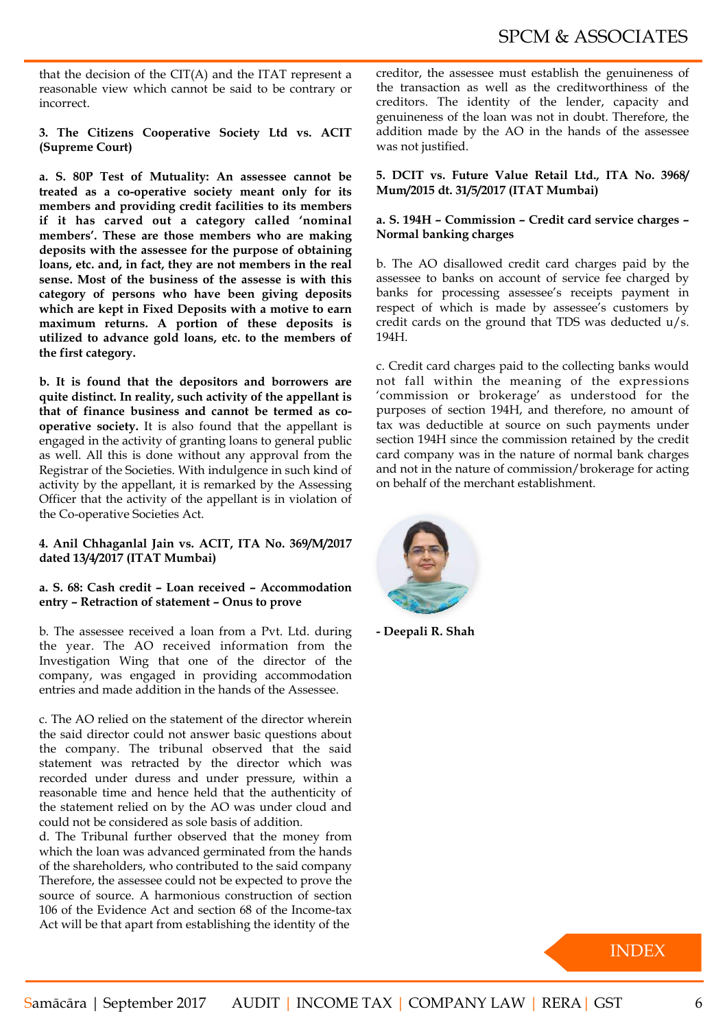that the decision of the CIT(A) and the ITAT represent a reasonable view which cannot be said to be contrary or incorrect.

**3. The Citizens Cooperative Society Ltd vs. ACIT (Supreme Court)**

**a. S. 80P Test of Mutuality: An assessee cannot be treated as a co-operative society meant only for its members and providing credit facilities to its members if it has carved out a category called 'nominal members'. These are those members who are making deposits with the assessee for the purpose of obtaining loans, etc. and, in fact, they are not members in the real sense. Most of the business of the assesse is with this category of persons who have been giving deposits which are kept in Fixed Deposits with a motive to earn maximum returns. A portion of these deposits is utilized to advance gold loans, etc. to the members of the first category.**

**b. It is found that the depositors and borrowers are quite distinct. In reality, such activity of the appellant is that of finance business and cannot be termed as co-operative society.** It is also found that the appellant is engaged in the activity of granting loans to general public as well. All this is done without any approval from the Registrar of the Societies. With indulgence in such kind of activity by the appellant, it is remarked by the Assessing Officer that the activity of the appellant is in violation of the Co-operative Societies Act.

**4. Anil Chhaganlal Jain vs. ACIT, ITA No. 369/M/2017 dated 13/4/2017 (ITAT Mumbai)**

**a. S. 68: Cash credit – Loan received – Accommodation entry – Retraction of statement – Onus to prove**

b. The assessee received a loan from a Pvt. Ltd. during the year. The AO received information from the Investigation Wing that one of the director of the company, was engaged in providing accommodation entries and made addition in the hands of the Assessee.

c. The AO relied on the statement of the director wherein the said director could not answer basic questions about the company. The tribunal observed that the said statement was retracted by the director which was recorded under duress and under pressure, within a reasonable time and hence held that the authenticity of the statement relied on by the AO was under cloud and could not be considered as sole basis of addition.

d. The Tribunal further observed that the money from which the loan was advanced germinated from the hands of the shareholders, who contributed to the said company Therefore, the assessee could not be expected to prove the source of source. A harmonious construction of section 106 of the Evidence Act and section 68 of the Income-tax Act will be that apart from establishing the identity of the creditor, the assessee must establish the genuineness of the transaction as well as the creditworthiness of the creditors. The identity of the lender, capacity and genuineness of the loan was not in doubt. Therefore, the addition made by the AO in the hands of the assessee was not justified.

**5. DCIT vs. Future Value Retail Ltd., ITA No. 3968/ Mum/2015 dt. 31/5/2017 (ITAT Mumbai)**

**a. S. 194H – Commission – Credit card service charges – Normal banking charges**

b. The AO disallowed credit card charges paid by the assessee to banks on account of service fee charged by banks for processing assessee's receipts payment in respect of which is made by assessee's customers by credit cards on the ground that TDS was deducted u/s. 194H.

c. Credit card charges paid to the collecting banks would not fall within the meaning of the expressions 'commission or brokerage' as understood for the purposes of section 194H, and therefore, no amount of tax was deductible at source on such payments under section 194H since the commission retained by the credit card company was in the nature of normal bank charges and not in the nature of commission/brokerage for acting on behalf of the merchant establishment.

**- Deepali R. Shah**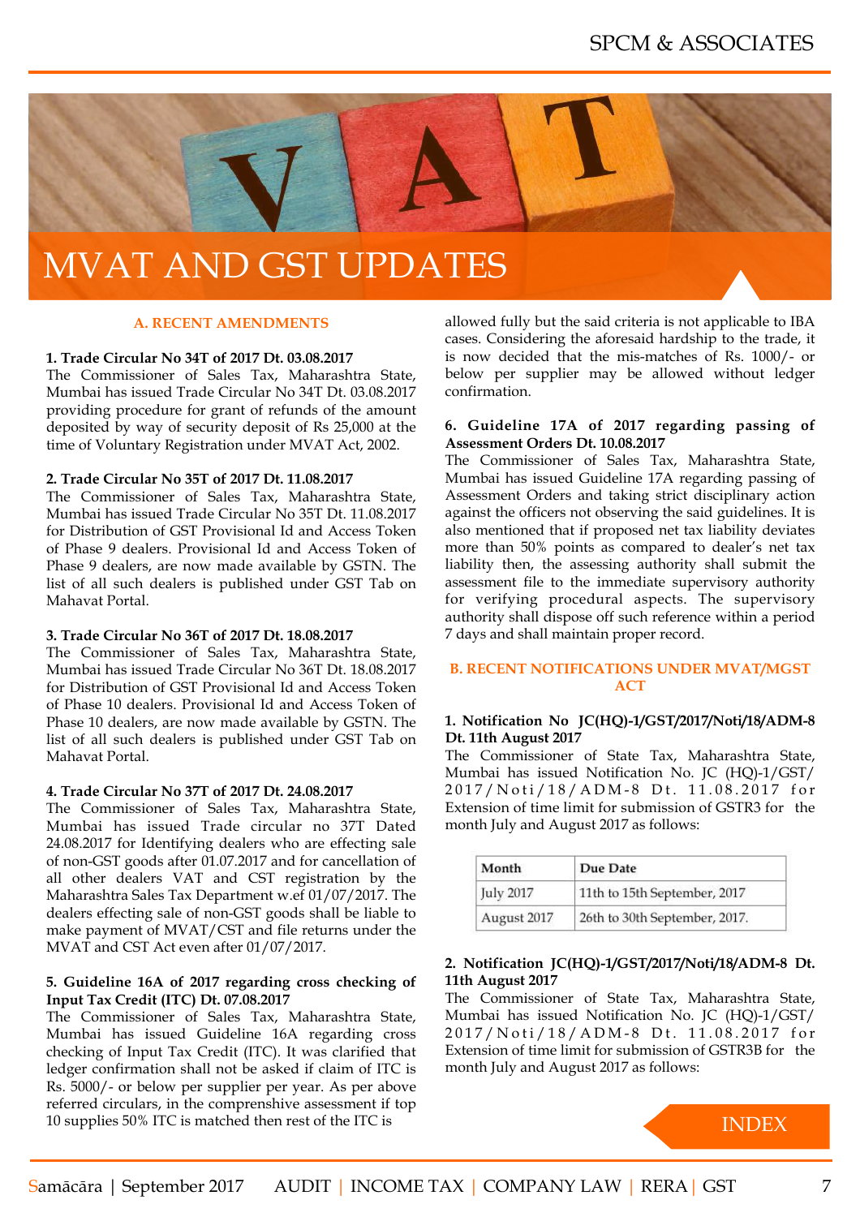# MVAT AND GST UPDATES

### A. RECENT AMENDMENTS

**1. Trade Circular No 34T of 2017 Dt. 03.08.2017**

The Commissioner of Sales Tax, Maharashtra State, Mumbai has issued Trade Circular No 34T Dt. 03.08.2017 providing procedure for grant of refunds of the amount deposited by way of security deposit of Rs 25,000 at the time of Voluntary Registration under MVAT Act, 2002.

**2. Trade Circular No 35T of 2017 Dt. 11.08.2017**

The Commissioner of Sales Tax, Maharashtra State, Mumbai has issued Trade Circular No 35T Dt. 11.08.2017 for Distribution of GST Provisional Id and Access Token of Phase 9 dealers. Provisional Id and Access Token of Phase 9 dealers, are now made available by GSTN. The list of all such dealers is published under GST Tab on Mahavat Portal.

**3. Trade Circular No 36T of 2017 Dt. 18.08.2017**

The Commissioner of Sales Tax, Maharashtra State, Mumbai has issued Trade Circular No 36T Dt. 18.08.2017 for Distribution of GST Provisional Id and Access Token of Phase 10 dealers. Provisional Id and Access Token of Phase 10 dealers, are now made available by GSTN. The list of all such dealers is published under GST Tab on Mahavat Portal.

**4. Trade Circular No 37T of 2017 Dt. 24.08.2017**

The Commissioner of Sales Tax, Maharashtra State, Mumbai has issued Trade circular no 37T Dated 24.08.2017 for Identifying dealers who are effecting sale of non-GST goods after 01.07.2017 and for cancellation of all other dealers VAT and CST registration by the Maharashtra Sales Tax Department w.ef 01/07/2017. The dealers effecting sale of non-GST goods shall be liable to make payment of MVAT/CST and file returns under the MVAT and CST Act even after 01/07/2017.

**5. Guideline 16A of 2017 regarding cross checking of Input Tax Credit (ITC) Dt. 07.08.2017**

The Commissioner of Sales Tax, Maharashtra State, Mumbai has issued Guideline 16A regarding cross checking of Input Tax Credit (ITC). It was clarified that ledger confirmation shall not be asked if claim of ITC is Rs. 5000/- or below per supplier per year. As per above referred circulars, in the comprenshive assessment if top 10 supplies 50% ITC is matched then rest of the ITC is allowed fully but the said criteria is not applicable to IBA cases. Considering the aforesaid hardship to the trade, it is now decided that the mis-matches of Rs. 1000/- or below per supplier may be allowed without ledger confirmation.

**6. Guideline 17A of 2017 regarding passing of Assessment Orders Dt. 10.08.2017**

The Commissioner of Sales Tax, Maharashtra State, Mumbai has issued Guideline 17A regarding passing of Assessment Orders and taking strict disciplinary action against the officers not observing the said guidelines. It is also mentioned that if proposed net tax liability deviates more than 50% points as compared to dealer's net tax liability then, the assessing authority shall submit the assessment file to the immediate supervisory authority for verifying procedural aspects. The supervisory authority shall dispose off such reference within a period 7 days and shall maintain proper record.

### B. RECENT NOTIFICATIONS UNDER MVAT/MGST ACT

**1. Notification No JC(HQ)-1/GST/2017/Noti/18/ADM-8 Dt. 11th August 2017**

The Commissioner of State Tax, Maharashtra State, Mumbai has issued Notification No. JC (HQ)-1/GST/2017/Noti/18/ADM-8 Dt. 11.08.2017 for Extension of time limit for submission of GSTR3 for the month July and August 2017 as follows:

| Month | Due Date |
|---|---|
| July 2017 | 11th to 15th September, 2017 |
| August 2017 | 26th to 30th September, 2017. |

**2. Notification JC(HQ)-1/GST/2017/Noti/18/ADM-8 Dt. 11th August 2017**

The Commissioner of State Tax, Maharashtra State, Mumbai has issued Notification No. JC (HQ)-1/GST/2017/Noti/18/ADM-8 Dt. 11.08.2017 for Extension of time limit for submission of GSTR3B for the month July and August 2017 as follows: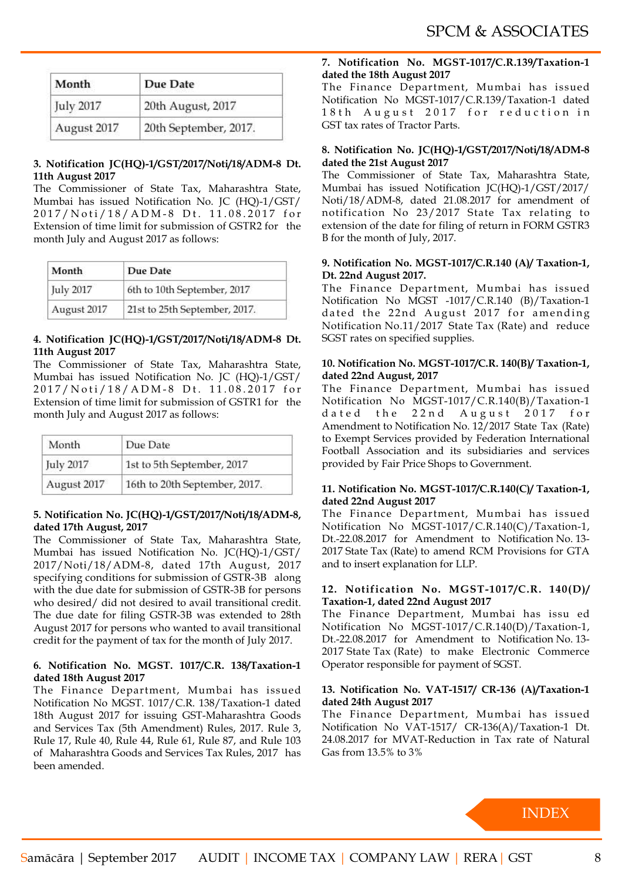| Month | Due Date |
|---|---|
| July 2017 | 20th August, 2017 |
| August 2017 | 20th September, 2017. |

**3. Notification JC(HQ)-1/GST/2017/Noti/18/ADM-8 Dt. 11th August 2017**

The Commissioner of State Tax, Maharashtra State, Mumbai has issued Notification No. JC (HQ)-1/GST/2017/Noti/18/ADM-8 Dt. 11.08.2017 for Extension of time limit for submission of GSTR2 for the month July and August 2017 as follows:

| Month | Due Date |
|---|---|
| July 2017 | 6th to 10th September, 2017 |
| August 2017 | 21st to 25th September, 2017. |

**4. Notification JC(HQ)-1/GST/2017/Noti/18/ADM-8 Dt. 11th August 2017**

The Commissioner of State Tax, Maharashtra State, Mumbai has issued Notification No. JC (HQ)-1/GST/2017/Noti/18/ADM-8 Dt. 11.08.2017 for Extension of time limit for submission of GSTR1 for the month July and August 2017 as follows:

| Month | Due Date |
|---|---|
| July 2017 | 1st to 5th September, 2017 |
| August 2017 | 16th to 20th September, 2017. |

**5. Notification No. JC(HQ)-1/GST/2017/Noti/18/ADM-8, dated 17th August, 2017**

The Commissioner of State Tax, Maharashtra State, Mumbai has issued Notification No. JC(HQ)-1/GST/2017/Noti/18/ADM-8, dated 17th August, 2017 specifying conditions for submission of GSTR-3B along with the due date for submission of GSTR-3B for persons who desired/ did not desired to avail transitional credit. The due date for filing GSTR-3B was extended to 28th August 2017 for persons who wanted to avail transitional credit for the payment of tax for the month of July 2017.

**6. Notification No. MGST. 1017/C.R. 138/Taxation-1 dated 18th August 2017**

The Finance Department, Mumbai has issued Notification No MGST. 1017/C.R. 138/Taxation-1 dated 18th August 2017 for issuing GST-Maharashtra Goods and Services Tax (5th Amendment) Rules, 2017. Rule 3, Rule 17, Rule 40, Rule 44, Rule 61, Rule 87, and Rule 103 of Maharashtra Goods and Services Tax Rules, 2017 has been amended.

**7. Notification No. MGST-1017/C.R.139/Taxation-1 dated the 18th August 2017**

The Finance Department, Mumbai has issued Notification No MGST-1017/C.R.139/Taxation-1 dated 18th August 2017 for reduction in GST tax rates of Tractor Parts.

**8. Notification No. JC(HQ)-1/GST/2017/Noti/18/ADM-8 dated the 21st August 2017**

The Commissioner of State Tax, Maharashtra State, Mumbai has issued Notification JC(HQ)-1/GST/2017/Noti/18/ADM-8, dated 21.08.2017 for amendment of notification No 23/2017 State Tax relating to extension of the date for filing of return in FORM GSTR3 B for the month of July, 2017.

**9. Notification No. MGST-1017/C.R.140 (A)/ Taxation-1, Dt. 22nd August 2017.**

The Finance Department, Mumbai has issued Notification No MGST -1017/C.R.140 (B)/Taxation-1 dated the 22nd August 2017 for amending Notification No.11/2017 State Tax (Rate) and reduce SGST rates on specified supplies.

**10. Notification No. MGST-1017/C.R. 140(B)/ Taxation-1, dated 22nd August, 2017**

The Finance Department, Mumbai has issued Notification No MGST-1017/C.R.140(B)/Taxation-1 dated the 22nd August 2017 for Amendment to Notification No. 12/2017 State Tax (Rate) to Exempt Services provided by Federation International Football Association and its subsidiaries and services provided by Fair Price Shops to Government.

**11. Notification No. MGST-1017/C.R.140(C)/ Taxation-1, dated 22nd August 2017**

The Finance Department, Mumbai has issued Notification No MGST-1017/C.R.140(C)/Taxation-1, Dt.-22.08.2017 for Amendment to Notification No. 13-2017 State Tax (Rate) to amend RCM Provisions for GTA and to insert explanation for LLP.

**12. Notification No. MGST-1017/C.R. 140(D)/ Taxation-1, dated 22nd August 2017**

The Finance Department, Mumbai has issu ed Notification No MGST-1017/C.R.140(D)/Taxation-1, Dt.-22.08.2017 for Amendment to Notification No. 13-2017 State Tax (Rate) to make Electronic Commerce Operator responsible for payment of SGST.

**13. Notification No. VAT-1517/ CR-136 (A)/Taxation-1 dated 24th August 2017**

The Finance Department, Mumbai has issued Notification No VAT-1517/ CR-136(A)/Taxation-1 Dt. 24.08.2017 for MVAT-Reduction in Tax rate of Natural Gas from 13.5% to 3%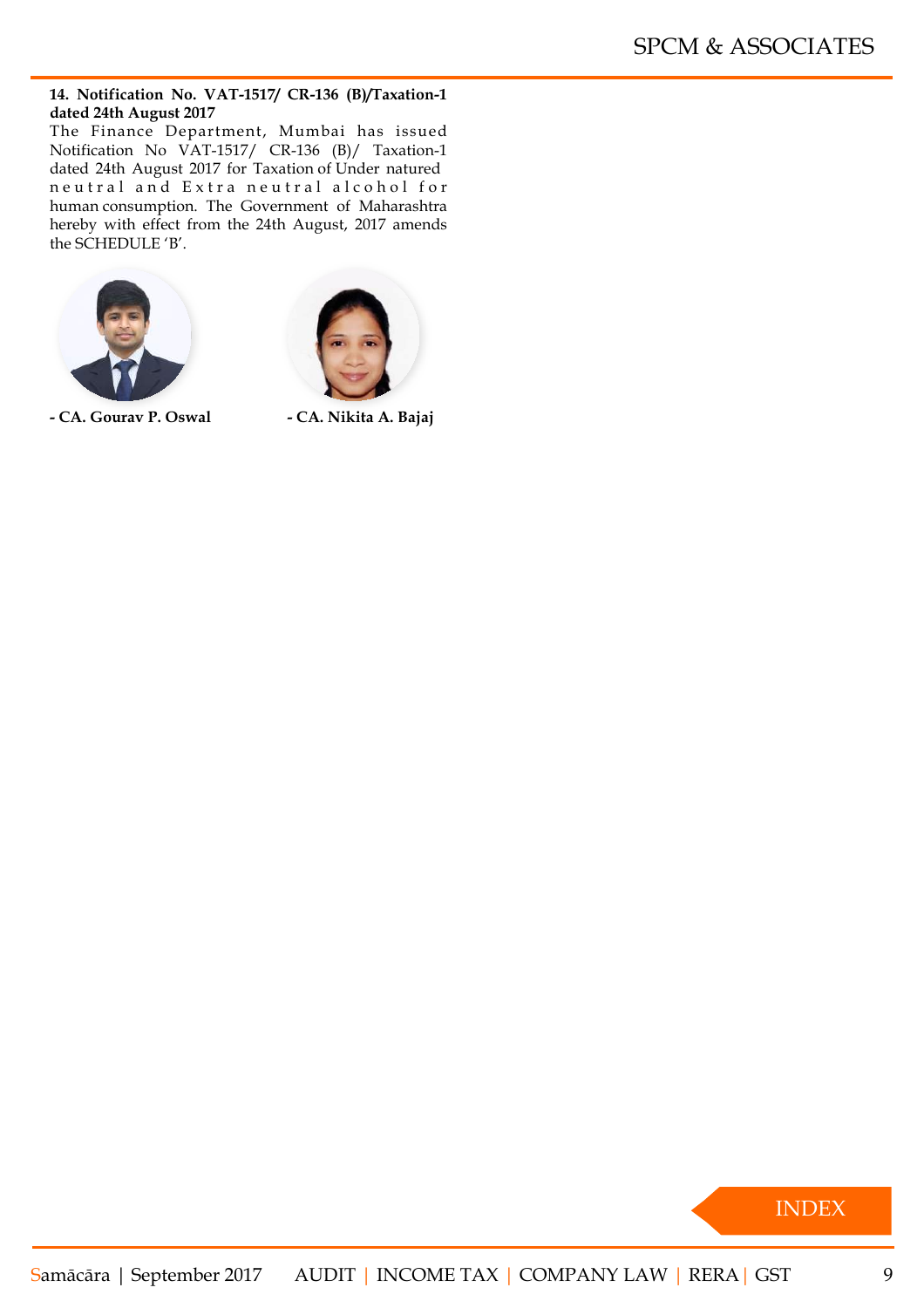**14. Notification No. VAT-1517/ CR-136 (B)/Taxation-1 dated 24th August 2017**

The Finance Department, Mumbai has issued Notification No VAT-1517/ CR-136 (B)/ Taxation-1 dated 24th August 2017 for Taxation of Under natured neutral and Extra neutral alcohol for human consumption. The Government of Maharashtra hereby with effect from the 24th August, 2017 amends the SCHEDULE 'B'.

**- CA. Gourav P. Oswal**

**- CA. Nikita A. Bajaj**

INDEX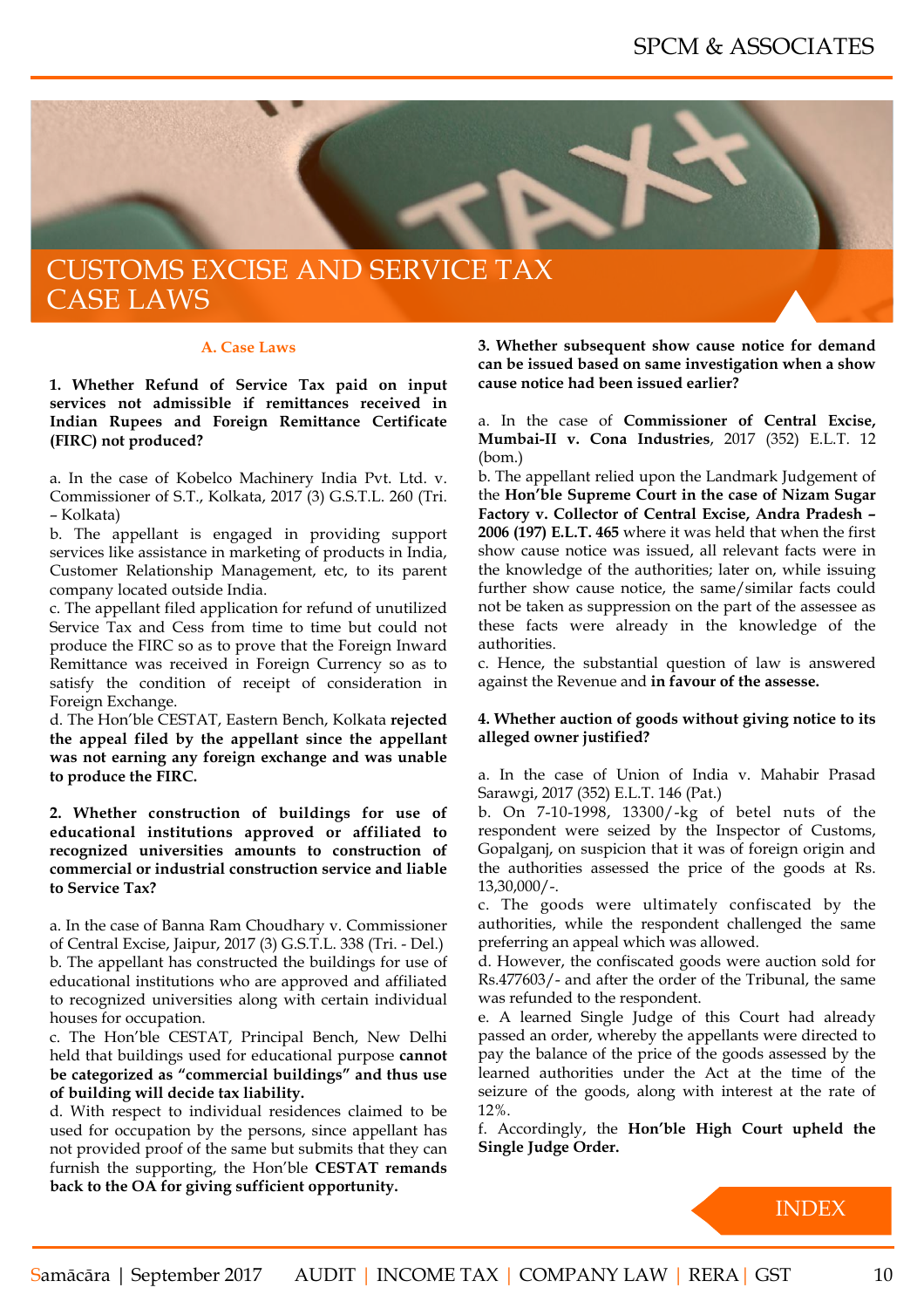# CUSTOMS EXCISE AND SERVICE TAX CASE LAWS

## A. Case Laws

**1. Whether Refund of Service Tax paid on input services not admissible if remittances received in Indian Rupees and Foreign Remittance Certificate (FIRC) not produced?**

a. In the case of Kobelco Machinery India Pvt. Ltd. v. Commissioner of S.T., Kolkata, 2017 (3) G.S.T.L. 260 (Tri. – Kolkata)

b. The appellant is engaged in providing support services like assistance in marketing of products in India, Customer Relationship Management, etc, to its parent company located outside India.

c. The appellant filed application for refund of unutilized Service Tax and Cess from time to time but could not produce the FIRC so as to prove that the Foreign Inward Remittance was received in Foreign Currency so as to satisfy the condition of receipt of consideration in Foreign Exchange.

d. The Hon'ble CESTAT, Eastern Bench, Kolkata **rejected the appeal filed by the appellant since the appellant was not earning any foreign exchange and was unable to produce the FIRC.**

**2. Whether construction of buildings for use of educational institutions approved or affiliated to recognized universities amounts to construction of commercial or industrial construction service and liable to Service Tax?**

a. In the case of Banna Ram Choudhary v. Commissioner of Central Excise, Jaipur, 2017 (3) G.S.T.L. 338 (Tri. - Del.)

b. The appellant has constructed the buildings for use of educational institutions who are approved and affiliated to recognized universities along with certain individual houses for occupation.

c. The Hon'ble CESTAT, Principal Bench, New Delhi held that buildings used for educational purpose **cannot be categorized as "commercial buildings" and thus use of building will decide tax liability.**

d. With respect to individual residences claimed to be used for occupation by the persons, since appellant has not provided proof of the same but submits that they can furnish the supporting, the Hon'ble **CESTAT remands back to the OA for giving sufficient opportunity.**

**3. Whether subsequent show cause notice for demand can be issued based on same investigation when a show cause notice had been issued earlier?**

a. In the case of **Commissioner of Central Excise, Mumbai-II v. Cona Industries**, 2017 (352) E.L.T. 12 (bom.)

b. The appellant relied upon the Landmark Judgement of the **Hon'ble Supreme Court in the case of Nizam Sugar Factory v. Collector of Central Excise, Andra Pradesh – 2006 (197) E.L.T. 465** where it was held that when the first show cause notice was issued, all relevant facts were in the knowledge of the authorities; later on, while issuing further show cause notice, the same/similar facts could not be taken as suppression on the part of the assessee as these facts were already in the knowledge of the authorities.

c. Hence, the substantial question of law is answered against the Revenue and **in favour of the assesse.**

**4. Whether auction of goods without giving notice to its alleged owner justified?**

a. In the case of Union of India v. Mahabir Prasad Sarawgi, 2017 (352) E.L.T. 146 (Pat.)

b. On 7-10-1998, 13300/-kg of betel nuts of the respondent were seized by the Inspector of Customs, Gopalganj, on suspicion that it was of foreign origin and the authorities assessed the price of the goods at Rs. 13,30,000/-.

c. The goods were ultimately confiscated by the authorities, while the respondent challenged the same preferring an appeal which was allowed.

d. However, the confiscated goods were auction sold for Rs.477603/- and after the order of the Tribunal, the same was refunded to the respondent.

e. A learned Single Judge of this Court had already passed an order, whereby the appellants were directed to pay the balance of the price of the goods assessed by the learned authorities under the Act at the time of the seizure of the goods, along with interest at the rate of 12%.

f. Accordingly, the **Hon'ble High Court upheld the Single Judge Order.**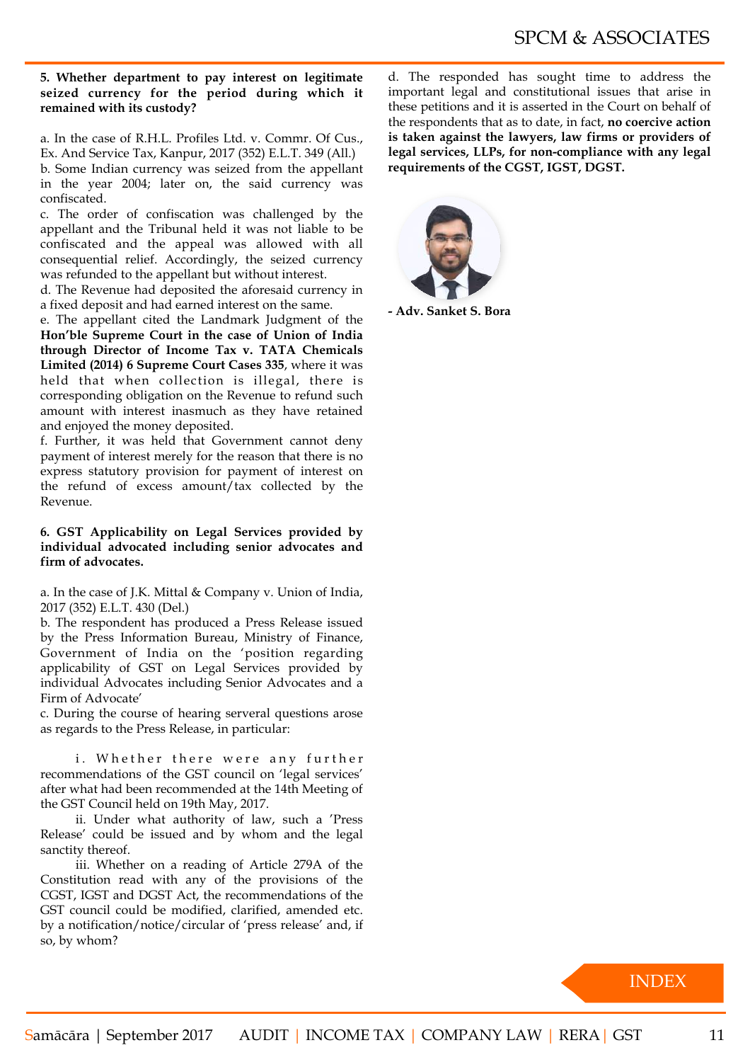**5. Whether department to pay interest on legitimate seized currency for the period during which it remained with its custody?**

a. In the case of R.H.L. Profiles Ltd. v. Commr. Of Cus., Ex. And Service Tax, Kanpur, 2017 (352) E.L.T. 349 (All.)

b. Some Indian currency was seized from the appellant in the year 2004; later on, the said currency was confiscated.

c. The order of confiscation was challenged by the appellant and the Tribunal held it was not liable to be confiscated and the appeal was allowed with all consequential relief. Accordingly, the seized currency was refunded to the appellant but without interest.

d. The Revenue had deposited the aforesaid currency in a fixed deposit and had earned interest on the same.

e. The appellant cited the Landmark Judgment of the **Hon'ble Supreme Court in the case of Union of India through Director of Income Tax v. TATA Chemicals Limited (2014) 6 Supreme Court Cases 335**, where it was held that when collection is illegal, there is corresponding obligation on the Revenue to refund such amount with interest inasmuch as they have retained and enjoyed the money deposited.

f. Further, it was held that Government cannot deny payment of interest merely for the reason that there is no express statutory provision for payment of interest on the refund of excess amount/tax collected by the Revenue.

**6. GST Applicability on Legal Services provided by individual advocated including senior advocates and firm of advocates.**

a. In the case of J.K. Mittal & Company v. Union of India, 2017 (352) E.L.T. 430 (Del.)

b. The respondent has produced a Press Release issued by the Press Information Bureau, Ministry of Finance, Government of India on the 'position regarding applicability of GST on Legal Services provided by individual Advocates including Senior Advocates and a Firm of Advocate'

c. During the course of hearing serveral questions arose as regards to the Press Release, in particular:

i. Whether there were any further recommendations of the GST council on 'legal services' after what had been recommended at the 14th Meeting of the GST Council held on 19th May, 2017.

ii. Under what authority of law, such a 'Press Release' could be issued and by whom and the legal sanctity thereof.

iii. Whether on a reading of Article 279A of the Constitution read with any of the provisions of the CGST, IGST and DGST Act, the recommendations of the GST council could be modified, clarified, amended etc. by a notification/notice/circular of 'press release' and, if so, by whom?

d. The responded has sought time to address the important legal and constitutional issues that arise in these petitions and it is asserted in the Court on behalf of the respondents that as to date, in fact, **no coercive action is taken against the lawyers, law firms or providers of legal services, LLPs, for non-compliance with any legal requirements of the CGST, IGST, DGST.**

**- Adv. Sanket S. Bora**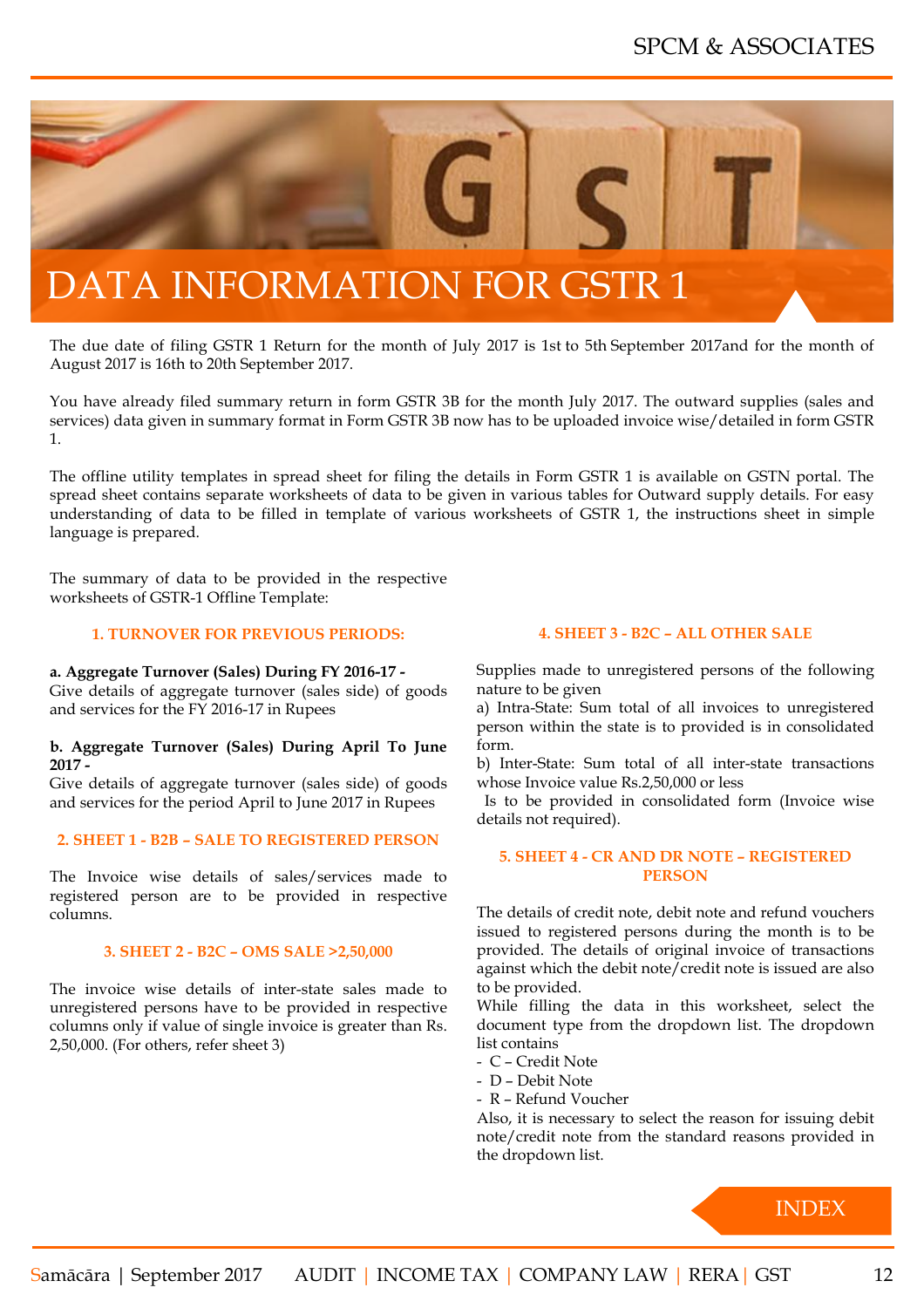# DATA INFORMATION FOR GSTR 1

The due date of filing GSTR 1 Return for the month of July 2017 is 1st to 5th September 2017and for the month of August 2017 is 16th to 20th September 2017.

You have already filed summary return in form GSTR 3B for the month July 2017. The outward supplies (sales and services) data given in summary format in Form GSTR 3B now has to be uploaded invoice wise/detailed in form GSTR 1.

The offline utility templates in spread sheet for filing the details in Form GSTR 1 is available on GSTN portal. The spread sheet contains separate worksheets of data to be given in various tables for Outward supply details. For easy understanding of data to be filled in template of various worksheets of GSTR 1, the instructions sheet in simple language is prepared.

The summary of data to be provided in the respective worksheets of GSTR-1 Offline Template:

### 1. TURNOVER FOR PREVIOUS PERIODS:

**a. Aggregate Turnover (Sales) During FY 2016-17 -**
Give details of aggregate turnover (sales side) of goods and services for the FY 2016-17 in Rupees

**b. Aggregate Turnover (Sales) During April To June 2017 -**
Give details of aggregate turnover (sales side) of goods and services for the period April to June 2017 in Rupees

### 2. SHEET 1 - B2B – SALE TO REGISTERED PERSON

The Invoice wise details of sales/services made to registered person are to be provided in respective columns.

### 3. SHEET 2 - B2C – OMS SALE >2,50,000

The invoice wise details of inter-state sales made to unregistered persons have to be provided in respective columns only if value of single invoice is greater than Rs. 2,50,000. (For others, refer sheet 3)

### 4. SHEET 3 - B2C – ALL OTHER SALE

Supplies made to unregistered persons of the following nature to be given

a) Intra-State: Sum total of all invoices to unregistered person within the state is to provided is in consolidated form.

b) Inter-State: Sum total of all inter-state transactions whose Invoice value Rs.2,50,000 or less
Is to be provided in consolidated form (Invoice wise details not required).

### 5. SHEET 4 - CR AND DR NOTE – REGISTERED PERSON

The details of credit note, debit note and refund vouchers issued to registered persons during the month is to be provided. The details of original invoice of transactions against which the debit note/credit note is issued are also to be provided.

While filling the data in this worksheet, select the document type from the dropdown list. The dropdown list contains

- C – Credit Note
- D – Debit Note
- R – Refund Voucher

Also, it is necessary to select the reason for issuing debit note/credit note from the standard reasons provided in the dropdown list.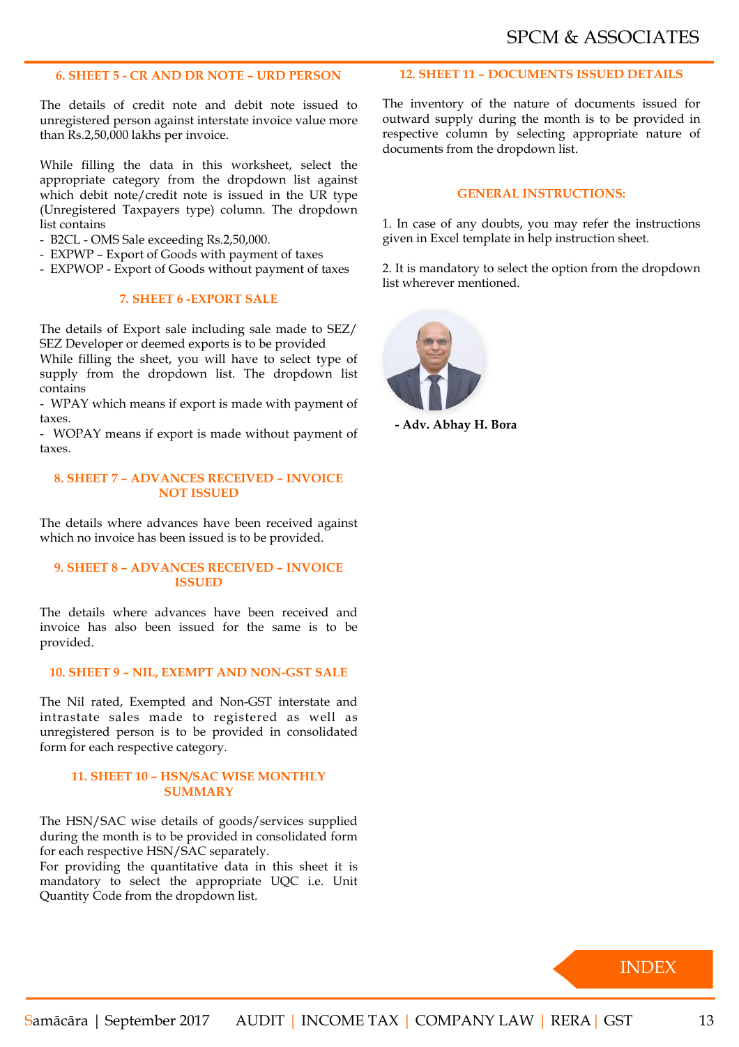### 6. SHEET 5 - CR AND DR NOTE – URD PERSON

The details of credit note and debit note issued to unregistered person against interstate invoice value more than Rs.2,50,000 lakhs per invoice.

While filling the data in this worksheet, select the appropriate category from the dropdown list against which debit note/credit note is issued in the UR type (Unregistered Taxpayers type) column. The dropdown list contains

- B2CL - OMS Sale exceeding Rs.2,50,000.
- EXPWP – Export of Goods with payment of taxes
- EXPWOP - Export of Goods without payment of taxes

### 7. SHEET 6 -EXPORT SALE

The details of Export sale including sale made to SEZ/ SEZ Developer or deemed exports is to be provided

While filling the sheet, you will have to select type of supply from the dropdown list. The dropdown list contains

- WPAY which means if export is made with payment of taxes.
- WOPAY means if export is made without payment of taxes.

### 8. SHEET 7 – ADVANCES RECEIVED – INVOICE NOT ISSUED

The details where advances have been received against which no invoice has been issued is to be provided.

### 9. SHEET 8 – ADVANCES RECEIVED – INVOICE ISSUED

The details where advances have been received and invoice has also been issued for the same is to be provided.

### 10. SHEET 9 – NIL, EXEMPT AND NON-GST SALE

The Nil rated, Exempted and Non-GST interstate and intrastate sales made to registered as well as unregistered person is to be provided in consolidated form for each respective category.

### 11. SHEET 10 – HSN/SAC WISE MONTHLY SUMMARY

The HSN/SAC wise details of goods/services supplied during the month is to be provided in consolidated form for each respective HSN/SAC separately.

For providing the quantitative data in this sheet it is mandatory to select the appropriate UQC i.e. Unit Quantity Code from the dropdown list.

### 12. SHEET 11 – DOCUMENTS ISSUED DETAILS

The inventory of the nature of documents issued for outward supply during the month is to be provided in respective column by selecting appropriate nature of documents from the dropdown list.

### GENERAL INSTRUCTIONS:

1. In case of any doubts, you may refer the instructions given in Excel template in help instruction sheet.

2. It is mandatory to select the option from the dropdown list wherever mentioned.

**- Adv. Abhay H. Bora**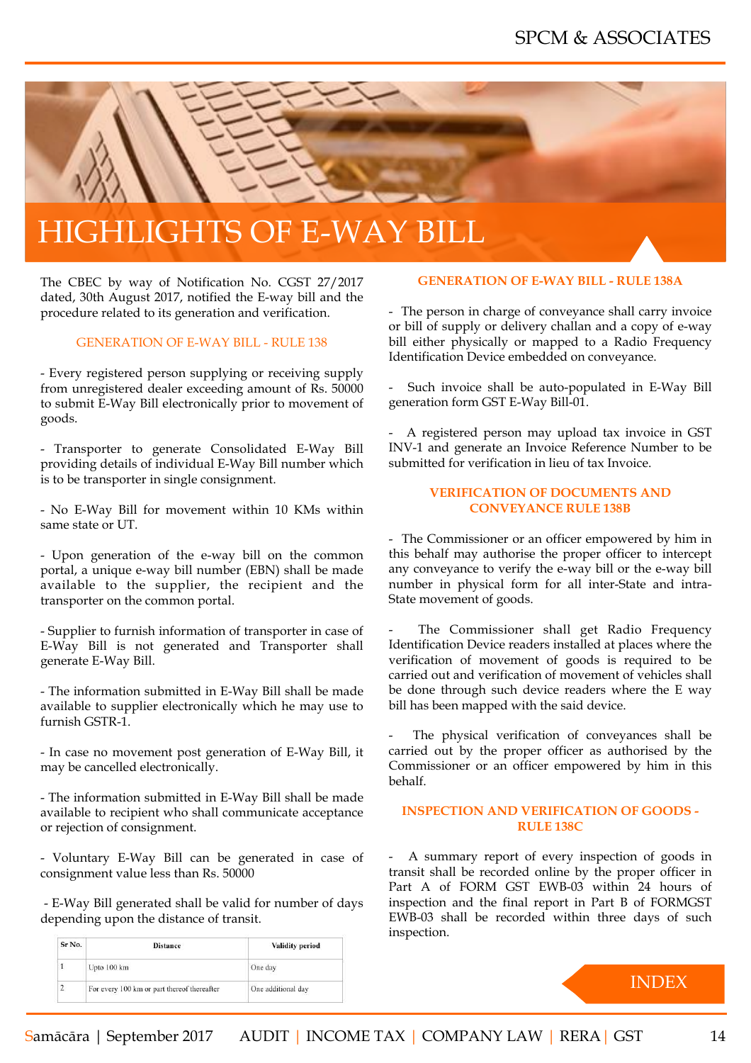# HIGHLIGHTS OF E-WAY BILL

The CBEC by way of Notification No. CGST 27/2017 dated, 30th August 2017, notified the E-way bill and the procedure related to its generation and verification.

### GENERATION OF E-WAY BILL - RULE 138

- Every registered person supplying or receiving supply from unregistered dealer exceeding amount of Rs. 50000 to submit E-Way Bill electronically prior to movement of goods.

- Transporter to generate Consolidated E-Way Bill providing details of individual E-Way Bill number which is to be transporter in single consignment.

- No E-Way Bill for movement within 10 KMs within same state or UT.

- Upon generation of the e-way bill on the common portal, a unique e-way bill number (EBN) shall be made available to the supplier, the recipient and the transporter on the common portal.

- Supplier to furnish information of transporter in case of E-Way Bill is not generated and Transporter shall generate E-Way Bill.

- The information submitted in E-Way Bill shall be made available to supplier electronically which he may use to furnish GSTR-1.

- In case no movement post generation of E-Way Bill, it may be cancelled electronically.

- The information submitted in E-Way Bill shall be made available to recipient who shall communicate acceptance or rejection of consignment.

- Voluntary E-Way Bill can be generated in case of consignment value less than Rs. 50000

- E-Way Bill generated shall be valid for number of days depending upon the distance of transit.

| Sr No. | Distance | Validity period |
|---|---|---|
| 1 | Upto 100 km | One day |
| 2 | For every 100 km or part thereof thereafter | One additional day |

### GENERATION OF E-WAY BILL - RULE 138A

- The person in charge of conveyance shall carry invoice or bill of supply or delivery challan and a copy of e-way bill either physically or mapped to a Radio Frequency Identification Device embedded on conveyance.

- Such invoice shall be auto-populated in E-Way Bill generation form GST E-Way Bill-01.

- A registered person may upload tax invoice in GST INV-1 and generate an Invoice Reference Number to be submitted for verification in lieu of tax Invoice.

### VERIFICATION OF DOCUMENTS AND CONVEYANCE RULE 138B

- The Commissioner or an officer empowered by him in this behalf may authorise the proper officer to intercept any conveyance to verify the e-way bill or the e-way bill number in physical form for all inter-State and intra-State movement of goods.

- The Commissioner shall get Radio Frequency Identification Device readers installed at places where the verification of movement of goods is required to be carried out and verification of movement of vehicles shall be done through such device readers where the E way bill has been mapped with the said device.

- The physical verification of conveyances shall be carried out by the proper officer as authorised by the Commissioner or an officer empowered by him in this behalf.

### INSPECTION AND VERIFICATION OF GOODS - RULE 138C

- A summary report of every inspection of goods in transit shall be recorded online by the proper officer in Part A of FORM GST EWB-03 within 24 hours of inspection and the final report in Part B of FORMGST EWB-03 shall be recorded within three days of such inspection.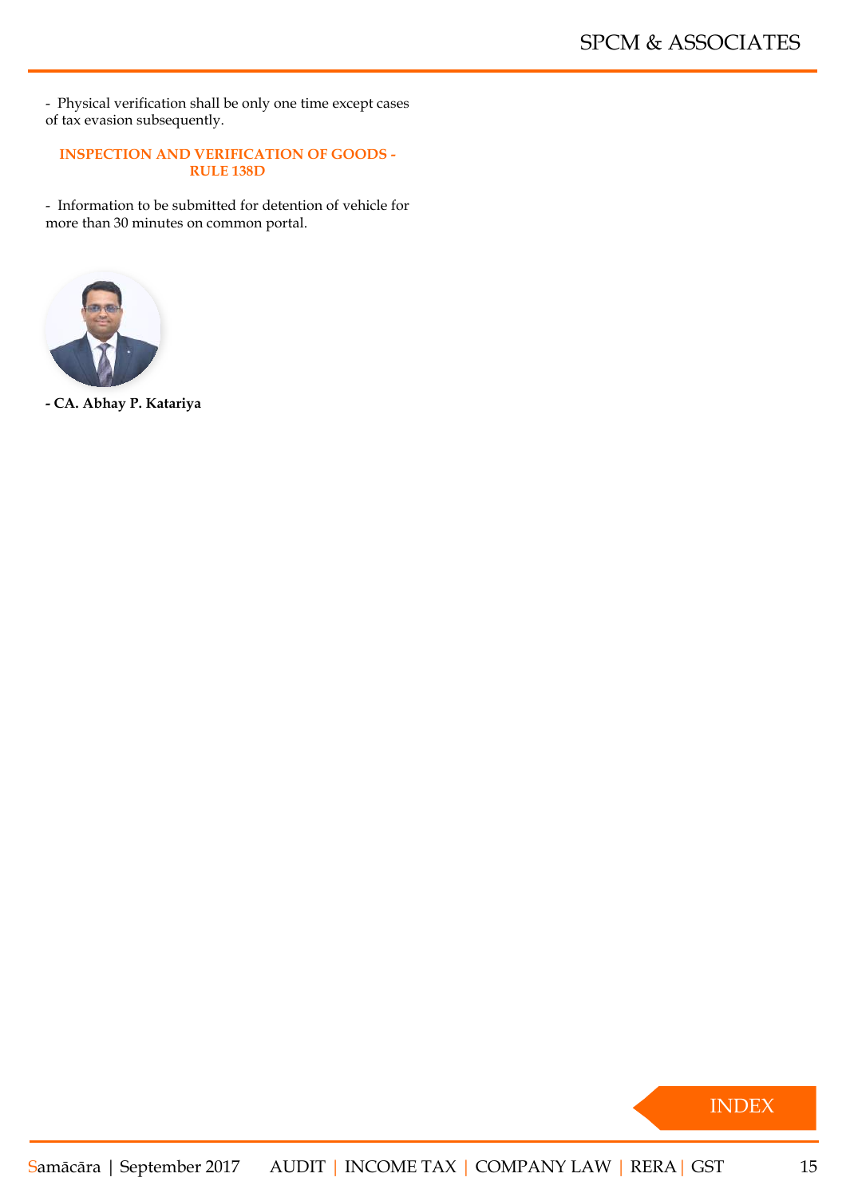- Physical verification shall be only one time except cases of tax evasion subsequently.

### INSPECTION AND VERIFICATION OF GOODS - RULE 138D

- Information to be submitted for detention of vehicle for more than 30 minutes on common portal.

**- CA. Abhay P. Katariya**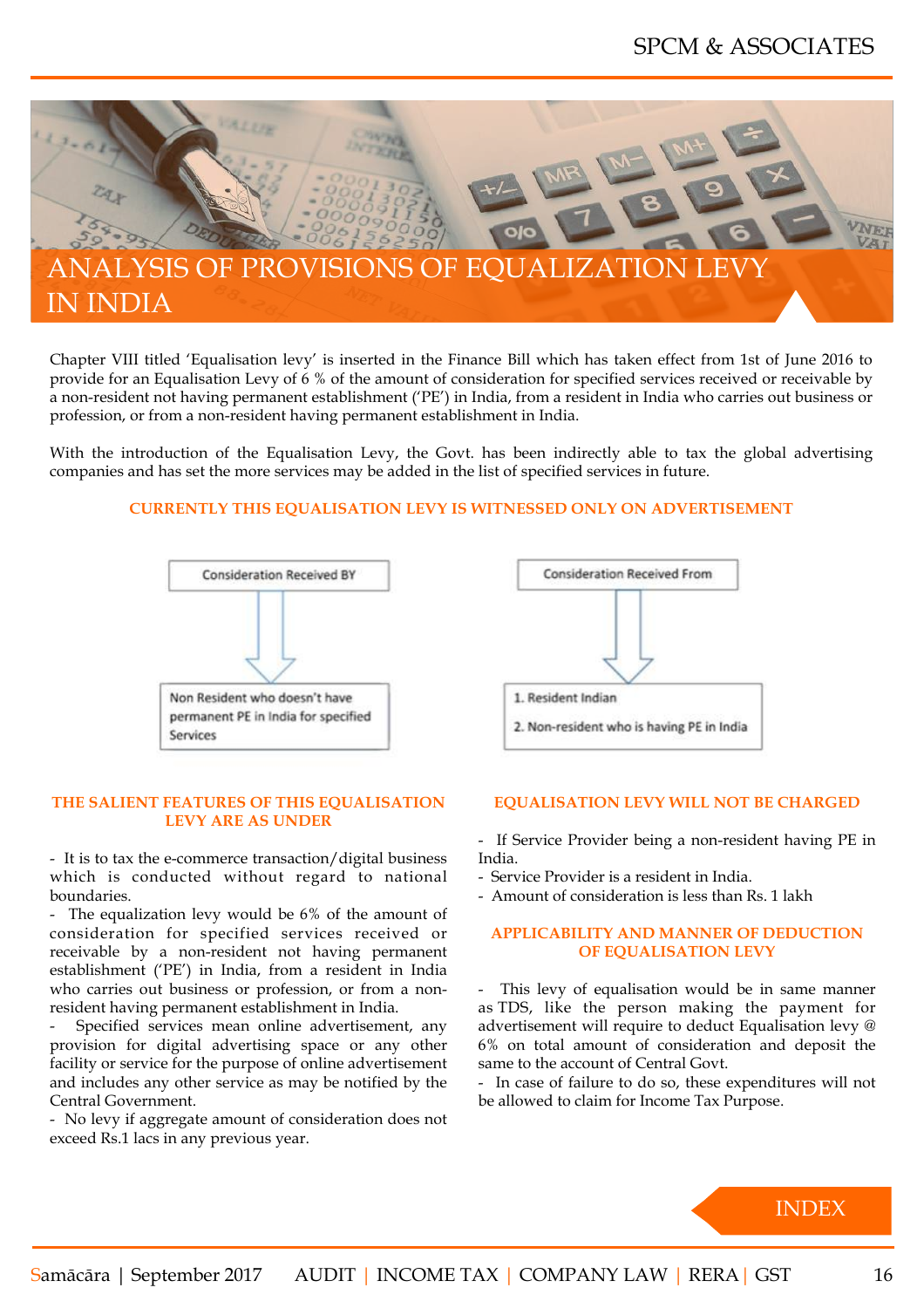# ANALYSIS OF PROVISIONS OF EQUALIZATION LEVY IN INDIA

Chapter VIII titled 'Equalisation levy' is inserted in the Finance Bill which has taken effect from 1st of June 2016 to provide for an Equalisation Levy of 6 % of the amount of consideration for specified services received or receivable by a non-resident not having permanent establishment ('PE') in India, from a resident in India who carries out business or profession, or from a non-resident having permanent establishment in India.

With the introduction of the Equalisation Levy, the Govt. has been indirectly able to tax the global advertising companies and has set the more services may be added in the list of specified services in future.

### CURRENTLY THIS EQUALISATION LEVY IS WITNESSED ONLY ON ADVERTISEMENT

Consideration Received BY
↓
Non Resident who doesn't have permanent PE in India for specified Services

Consideration Received From
↓
1. Resident Indian
2. Non-resident who is having PE in India

### THE SALIENT FEATURES OF THIS EQUALISATION LEVY ARE AS UNDER

- It is to tax the e-commerce transaction/digital business which is conducted without regard to national boundaries.
- The equalization levy would be 6% of the amount of consideration for specified services received or receivable by a non-resident not having permanent establishment ('PE') in India, from a resident in India who carries out business or profession, or from a non-resident having permanent establishment in India.
- Specified services mean online advertisement, any provision for digital advertising space or any other facility or service for the purpose of online advertisement and includes any other service as may be notified by the Central Government.
- No levy if aggregate amount of consideration does not exceed Rs.1 lacs in any previous year.

### EQUALISATION LEVY WILL NOT BE CHARGED

- If Service Provider being a non-resident having PE in India.
- Service Provider is a resident in India.
- Amount of consideration is less than Rs. 1 lakh

### APPLICABILITY AND MANNER OF DEDUCTION OF EQUALISATION LEVY

- This levy of equalisation would be in same manner as TDS, like the person making the payment for advertisement will require to deduct Equalisation levy @ 6% on total amount of consideration and deposit the same to the account of Central Govt.
- In case of failure to do so, these expenditures will not be allowed to claim for Income Tax Purpose.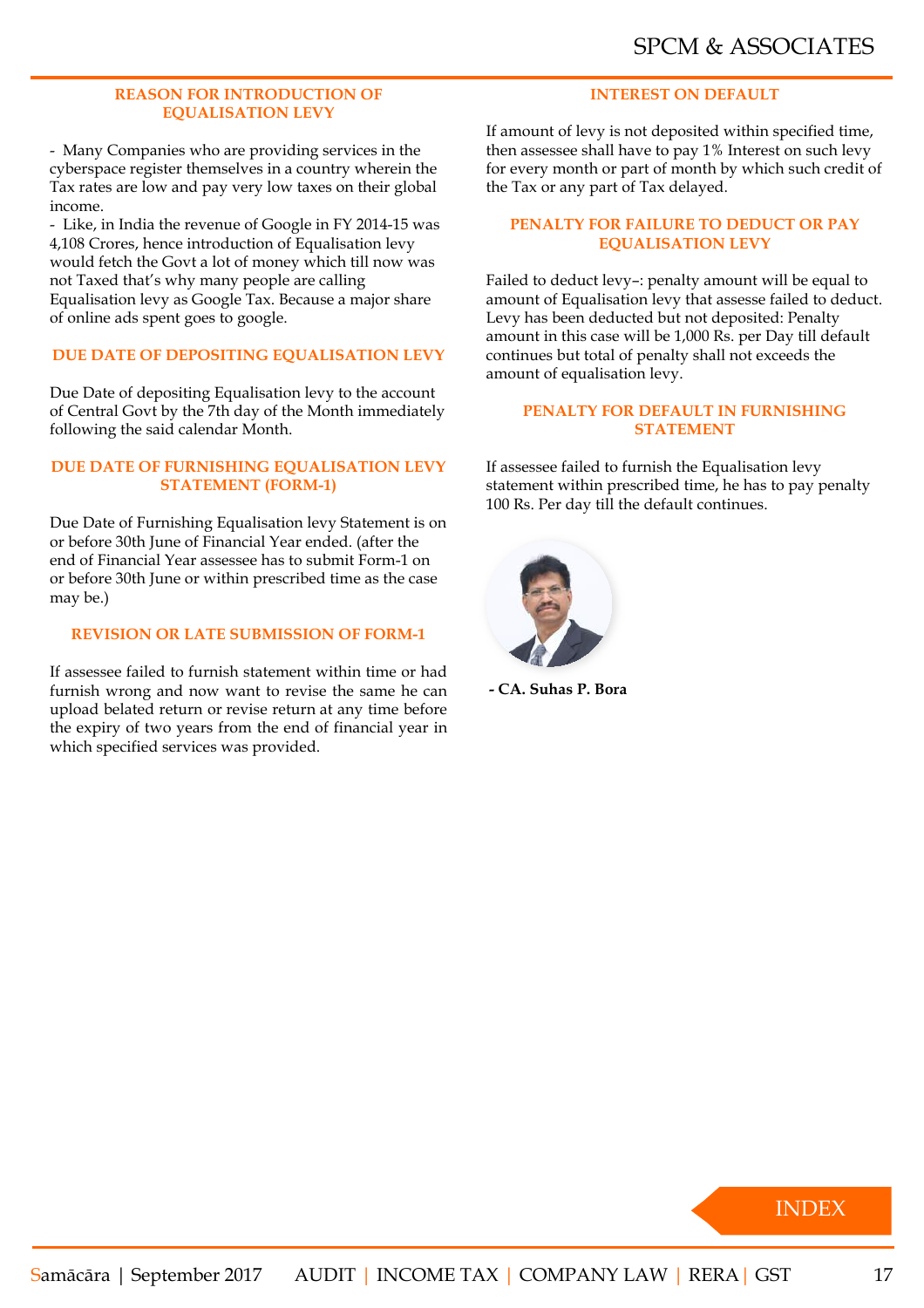### REASON FOR INTRODUCTION OF EQUALISATION LEVY

- Many Companies who are providing services in the cyberspace register themselves in a country wherein the Tax rates are low and pay very low taxes on their global income.
- Like, in India the revenue of Google in FY 2014-15 was 4,108 Crores, hence introduction of Equalisation levy would fetch the Govt a lot of money which till now was not Taxed that's why many people are calling Equalisation levy as Google Tax. Because a major share of online ads spent goes to google.

### DUE DATE OF DEPOSITING EQUALISATION LEVY

Due Date of depositing Equalisation levy to the account of Central Govt by the 7th day of the Month immediately following the said calendar Month.

### DUE DATE OF FURNISHING EQUALISATION LEVY STATEMENT (FORM-1)

Due Date of Furnishing Equalisation levy Statement is on or before 30th June of Financial Year ended. (after the end of Financial Year assessee has to submit Form-1 on or before 30th June or within prescribed time as the case may be.)

### REVISION OR LATE SUBMISSION OF FORM-1

If assessee failed to furnish statement within time or had furnish wrong and now want to revise the same he can upload belated return or revise return at any time before the expiry of two years from the end of financial year in which specified services was provided.

### INTEREST ON DEFAULT

If amount of levy is not deposited within specified time, then assessee shall have to pay 1% Interest on such levy for every month or part of month by which such credit of the Tax or any part of Tax delayed.

### PENALTY FOR FAILURE TO DEDUCT OR PAY EQUALISATION LEVY

Failed to deduct levy–: penalty amount will be equal to amount of Equalisation levy that assesse failed to deduct. Levy has been deducted but not deposited: Penalty amount in this case will be 1,000 Rs. per Day till default continues but total of penalty shall not exceeds the amount of equalisation levy.

### PENALTY FOR DEFAULT IN FURNISHING STATEMENT

If assessee failed to furnish the Equalisation levy statement within prescribed time, he has to pay penalty 100 Rs. Per day till the default continues.

**- CA. Suhas P. Bora**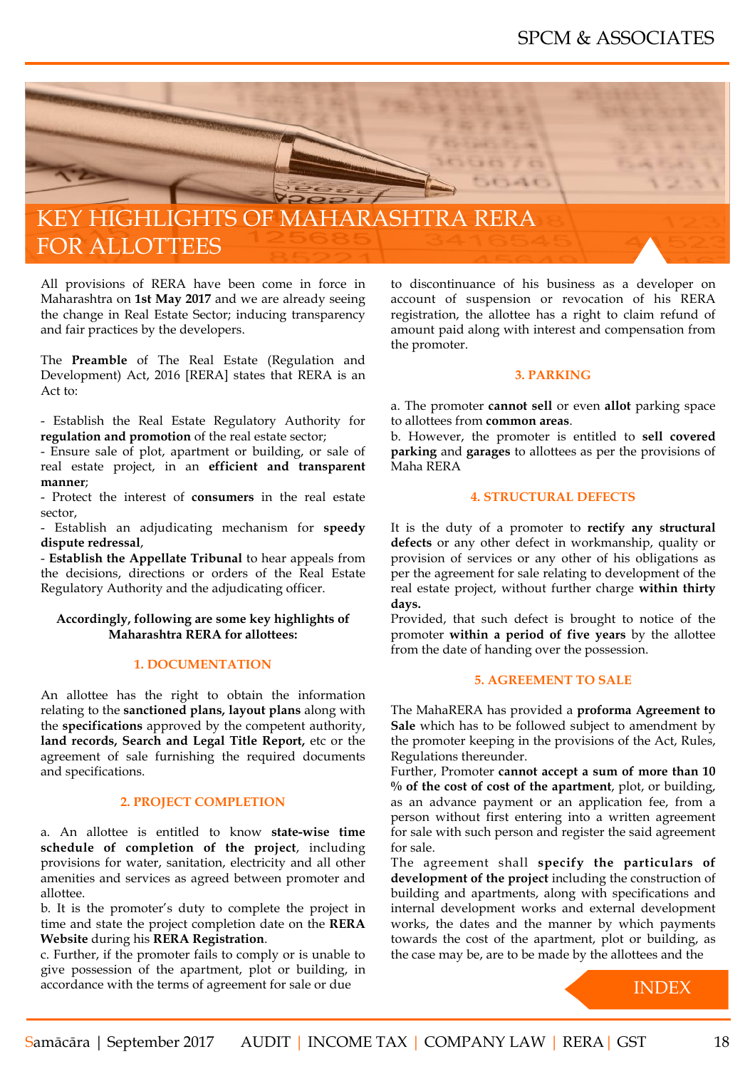# KEY HIGHLIGHTS OF MAHARASHTRA RERA FOR ALLOTTEES

All provisions of RERA have been come in force in Maharashtra on **1st May 2017** and we are already seeing the change in Real Estate Sector; inducing transparency and fair practices by the developers.

The **Preamble** of The Real Estate (Regulation and Development) Act, 2016 [RERA] states that RERA is an Act to:

- Establish the Real Estate Regulatory Authority for **regulation and promotion** of the real estate sector;
- Ensure sale of plot, apartment or building, or sale of real estate project, in an **efficient and transparent manner**;
- Protect the interest of **consumers** in the real estate sector,
- Establish an adjudicating mechanism for **speedy dispute redressal**,
- **Establish the Appellate Tribunal** to hear appeals from the decisions, directions or orders of the Real Estate Regulatory Authority and the adjudicating officer.

**Accordingly, following are some key highlights of Maharashtra RERA for allottees:**

### 1. DOCUMENTATION

An allottee has the right to obtain the information relating to the **sanctioned plans, layout plans** along with the **specifications** approved by the competent authority, **land records, Search and Legal Title Report,** etc or the agreement of sale furnishing the required documents and specifications.

### 2. PROJECT COMPLETION

a. An allottee is entitled to know **state-wise time schedule of completion of the project**, including provisions for water, sanitation, electricity and all other amenities and services as agreed between promoter and allottee.

b. It is the promoter's duty to complete the project in time and state the project completion date on the **RERA Website** during his **RERA Registration**.

c. Further, if the promoter fails to comply or is unable to give possession of the apartment, plot or building, in accordance with the terms of agreement for sale or due to discontinuance of his business as a developer on account of suspension or revocation of his RERA registration, the allottee has a right to claim refund of amount paid along with interest and compensation from the promoter.

### 3. PARKING

a. The promoter **cannot sell** or even **allot** parking space to allottees from **common areas**.

b. However, the promoter is entitled to **sell covered parking** and **garages** to allottees as per the provisions of Maha RERA

### 4. STRUCTURAL DEFECTS

It is the duty of a promoter to **rectify any structural defects** or any other defect in workmanship, quality or provision of services or any other of his obligations as per the agreement for sale relating to development of the real estate project, without further charge **within thirty days.**

Provided, that such defect is brought to notice of the promoter **within a period of five years** by the allottee from the date of handing over the possession.

### 5. AGREEMENT TO SALE

The MahaRERA has provided a **proforma Agreement to Sale** which has to be followed subject to amendment by the promoter keeping in the provisions of the Act, Rules, Regulations thereunder.

Further, Promoter **cannot accept a sum of more than 10 % of the cost of cost of the apartment**, plot, or building, as an advance payment or an application fee, from a person without first entering into a written agreement for sale with such person and register the said agreement for sale.

The agreement shall **specify the particulars of development of the project** including the construction of building and apartments, along with specifications and internal development works and external development works, the dates and the manner by which payments towards the cost of the apartment, plot or building, as the case may be, are to be made by the allottees and the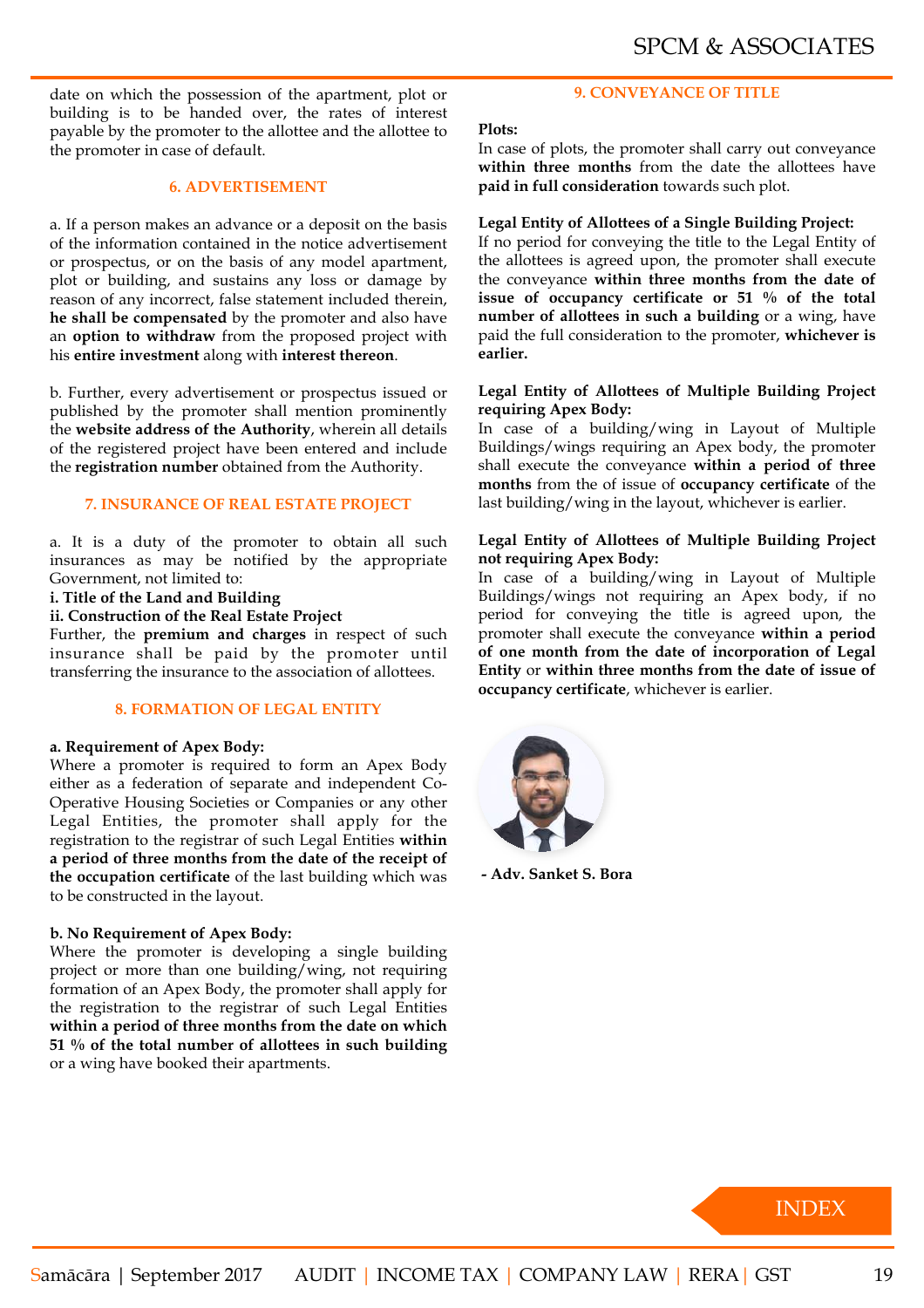date on which the possession of the apartment, plot or building is to be handed over, the rates of interest payable by the promoter to the allottee and the allottee to the promoter in case of default.

## 6. ADVERTISEMENT

a. If a person makes an advance or a deposit on the basis of the information contained in the notice advertisement or prospectus, or on the basis of any model apartment, plot or building, and sustains any loss or damage by reason of any incorrect, false statement included therein, **he shall be compensated** by the promoter and also have an **option to withdraw** from the proposed project with his **entire investment** along with **interest thereon**.

b. Further, every advertisement or prospectus issued or published by the promoter shall mention prominently the **website address of the Authority**, wherein all details of the registered project have been entered and include the **registration number** obtained from the Authority.

## 7. INSURANCE OF REAL ESTATE PROJECT

a. It is a duty of the promoter to obtain all such insurances as may be notified by the appropriate Government, not limited to:

**i. Title of the Land and Building**

**ii. Construction of the Real Estate Project**

Further, the **premium and charges** in respect of such insurance shall be paid by the promoter until transferring the insurance to the association of allottees.

## 8. FORMATION OF LEGAL ENTITY

**a. Requirement of Apex Body:**

Where a promoter is required to form an Apex Body either as a federation of separate and independent Co-Operative Housing Societies or Companies or any other Legal Entities, the promoter shall apply for the registration to the registrar of such Legal Entities **within a period of three months from the date of the receipt of the occupation certificate** of the last building which was to be constructed in the layout.

**b. No Requirement of Apex Body:**

Where the promoter is developing a single building project or more than one building/wing, not requiring formation of an Apex Body, the promoter shall apply for the registration to the registrar of such Legal Entities **within a period of three months from the date on which 51 % of the total number of allottees in such building** or a wing have booked their apartments.

## 9. CONVEYANCE OF TITLE

**Plots:**

In case of plots, the promoter shall carry out conveyance **within three months** from the date the allottees have **paid in full consideration** towards such plot.

**Legal Entity of Allottees of a Single Building Project:**

If no period for conveying the title to the Legal Entity of the allottees is agreed upon, the promoter shall execute the conveyance **within three months from the date of issue of occupancy certificate or 51 % of the total number of allottees in such a building** or a wing, have paid the full consideration to the promoter, **whichever is earlier.**

**Legal Entity of Allottees of Multiple Building Project requiring Apex Body:**

In case of a building/wing in Layout of Multiple Buildings/wings requiring an Apex body, the promoter shall execute the conveyance **within a period of three months** from the of issue of **occupancy certificate** of the last building/wing in the layout, whichever is earlier.

**Legal Entity of Allottees of Multiple Building Project not requiring Apex Body:**

In case of a building/wing in Layout of Multiple Buildings/wings not requiring an Apex body, if no period for conveying the title is agreed upon, the promoter shall execute the conveyance **within a period of one month from the date of incorporation of Legal Entity** or **within three months from the date of issue of occupancy certificate**, whichever is earlier.

**- Adv. Sanket S. Bora**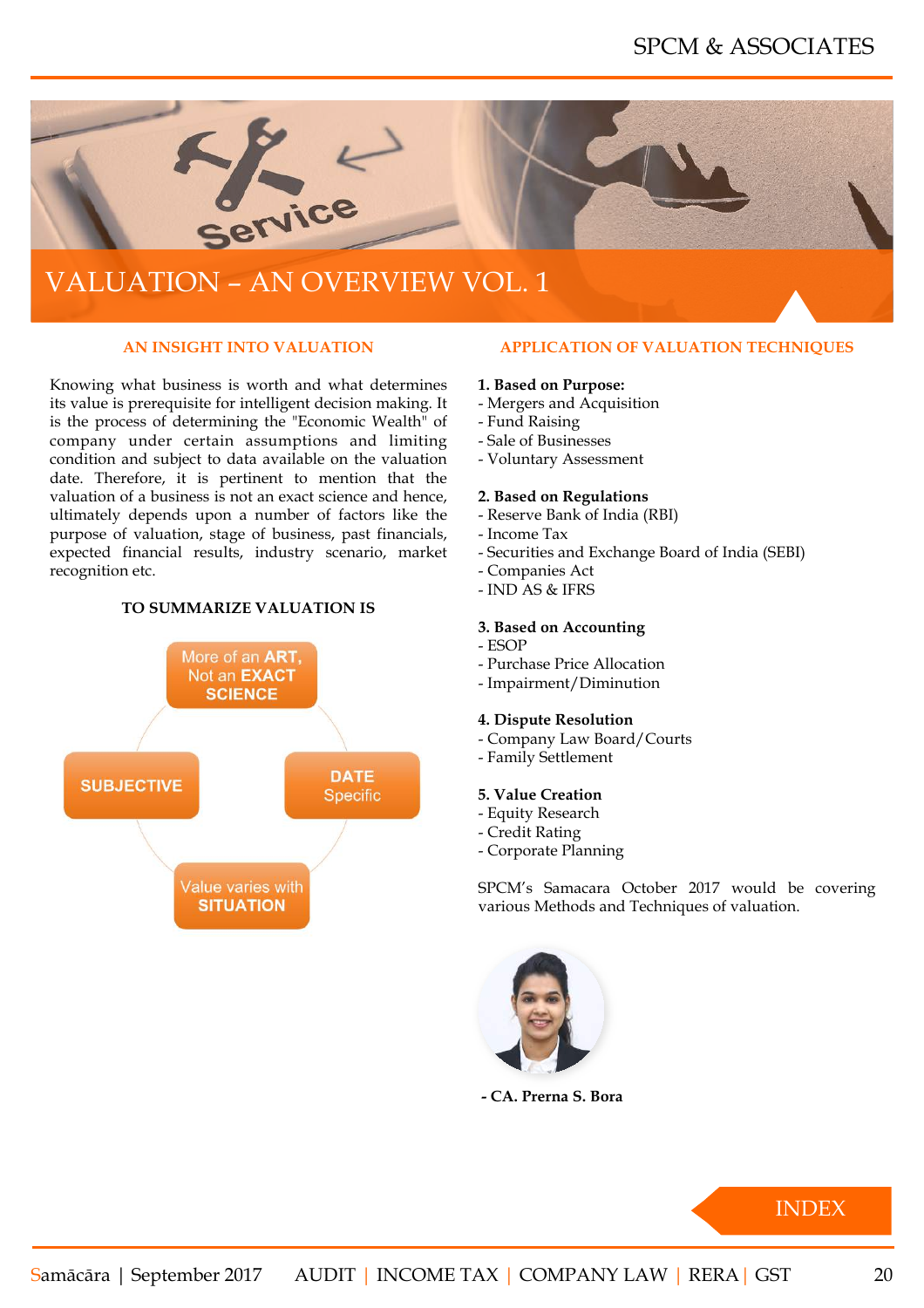# VALUATION – AN OVERVIEW VOL. 1

## AN INSIGHT INTO VALUATION

Knowing what business is worth and what determines its value is prerequisite for intelligent decision making. It is the process of determining the "Economic Wealth" of company under certain assumptions and limiting condition and subject to data available on the valuation date. Therefore, it is pertinent to mention that the valuation of a business is not an exact science and hence, ultimately depends upon a number of factors like the purpose of valuation, stage of business, past financials, expected financial results, industry scenario, market recognition etc.

### TO SUMMARIZE VALUATION IS

- More of an **ART**, Not an **EXACT SCIENCE**
- **DATE** Specific
- Value varies with **SITUATION**
- **SUBJECTIVE**

## APPLICATION OF VALUATION TECHNIQUES

**1. Based on Purpose:**
- Mergers and Acquisition
- Fund Raising
- Sale of Businesses
- Voluntary Assessment

**2. Based on Regulations**
- Reserve Bank of India (RBI)
- Income Tax
- Securities and Exchange Board of India (SEBI)
- Companies Act
- IND AS & IFRS

**3. Based on Accounting**
- ESOP
- Purchase Price Allocation
- Impairment/Diminution

**4. Dispute Resolution**
- Company Law Board/Courts
- Family Settlement

**5. Value Creation**
- Equity Research
- Credit Rating
- Corporate Planning

SPCM's Samacara October 2017 would be covering various Methods and Techniques of valuation.

**- CA. Prerna S. Bora**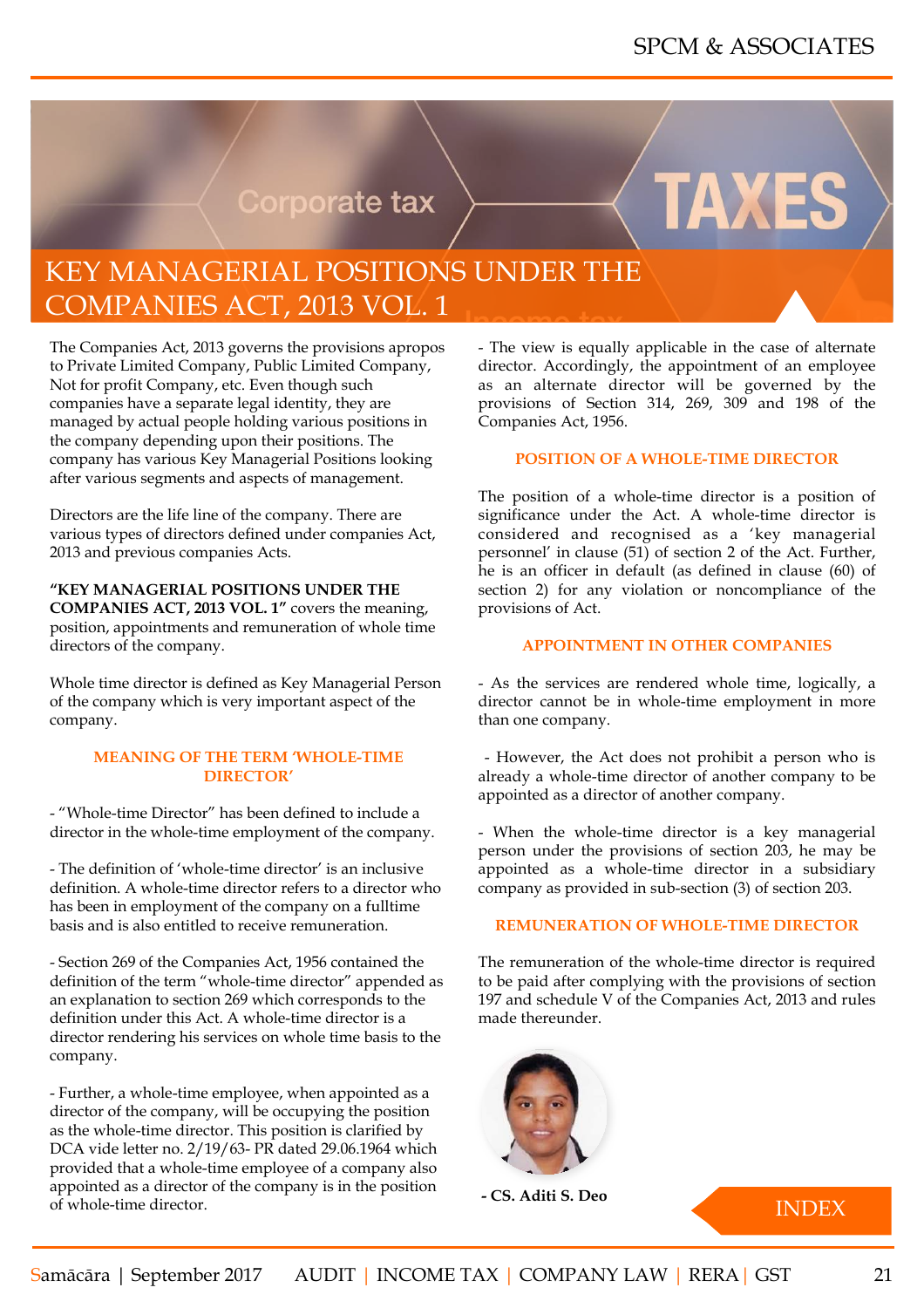# KEY MANAGERIAL POSITIONS UNDER THE COMPANIES ACT, 2013 VOL. 1

The Companies Act, 2013 governs the provisions apropos to Private Limited Company, Public Limited Company, Not for profit Company, etc. Even though such companies have a separate legal identity, they are managed by actual people holding various positions in the company depending upon their positions. The company has various Key Managerial Positions looking after various segments and aspects of management.

Directors are the life line of the company. There are various types of directors defined under companies Act, 2013 and previous companies Acts.

**"KEY MANAGERIAL POSITIONS UNDER THE COMPANIES ACT, 2013 VOL. 1"** covers the meaning, position, appointments and remuneration of whole time directors of the company.

Whole time director is defined as Key Managerial Person of the company which is very important aspect of the company.

### MEANING OF THE TERM 'WHOLE-TIME DIRECTOR'

- "Whole-time Director" has been defined to include a director in the whole-time employment of the company.

- The definition of 'whole-time director' is an inclusive definition. A whole-time director refers to a director who has been in employment of the company on a fulltime basis and is also entitled to receive remuneration.

- Section 269 of the Companies Act, 1956 contained the definition of the term "whole-time director" appended as an explanation to section 269 which corresponds to the definition under this Act. A whole-time director is a director rendering his services on whole time basis to the company.

- Further, a whole-time employee, when appointed as a director of the company, will be occupying the position as the whole-time director. This position is clarified by DCA vide letter no. 2/19/63- PR dated 29.06.1964 which provided that a whole-time employee of a company also appointed as a director of the company is in the position of whole-time director.

- The view is equally applicable in the case of alternate director. Accordingly, the appointment of an employee as an alternate director will be governed by the provisions of Section 314, 269, 309 and 198 of the Companies Act, 1956.

### POSITION OF A WHOLE-TIME DIRECTOR

The position of a whole-time director is a position of significance under the Act. A whole-time director is considered and recognised as a 'key managerial personnel' in clause (51) of section 2 of the Act. Further, he is an officer in default (as defined in clause (60) of section 2) for any violation or noncompliance of the provisions of Act.

### APPOINTMENT IN OTHER COMPANIES

- As the services are rendered whole time, logically, a director cannot be in whole-time employment in more than one company.

- However, the Act does not prohibit a person who is already a whole-time director of another company to be appointed as a director of another company.

- When the whole-time director is a key managerial person under the provisions of section 203, he may be appointed as a whole-time director in a subsidiary company as provided in sub-section (3) of section 203.

### REMUNERATION OF WHOLE-TIME DIRECTOR

The remuneration of the whole-time director is required to be paid after complying with the provisions of section 197 and schedule V of the Companies Act, 2013 and rules made thereunder.

**- CS. Aditi S. Deo**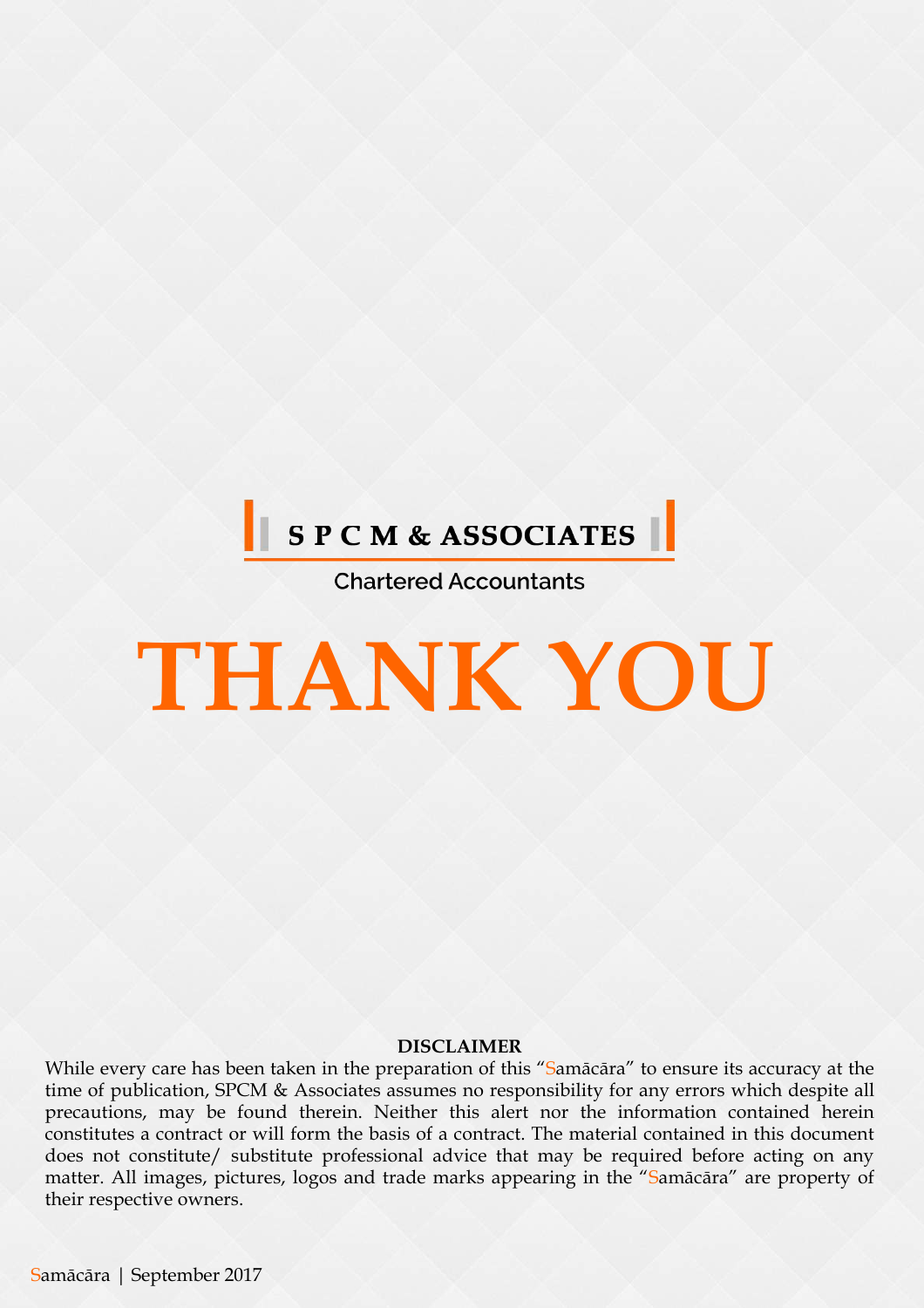**S P C M & ASSOCIATES**

Chartered Accountants

# THANK YOU

**DISCLAIMER**

While every care has been taken in the preparation of this "Samācāra" to ensure its accuracy at the time of publication, SPCM & Associates assumes no responsibility for any errors which despite all precautions, may be found therein. Neither this alert nor the information contained herein constitutes a contract or will form the basis of a contract. The material contained in this document does not constitute/ substitute professional advice that may be required before acting on any matter. All images, pictures, logos and trade marks appearing in the "Samācāra" are property of their respective owners.